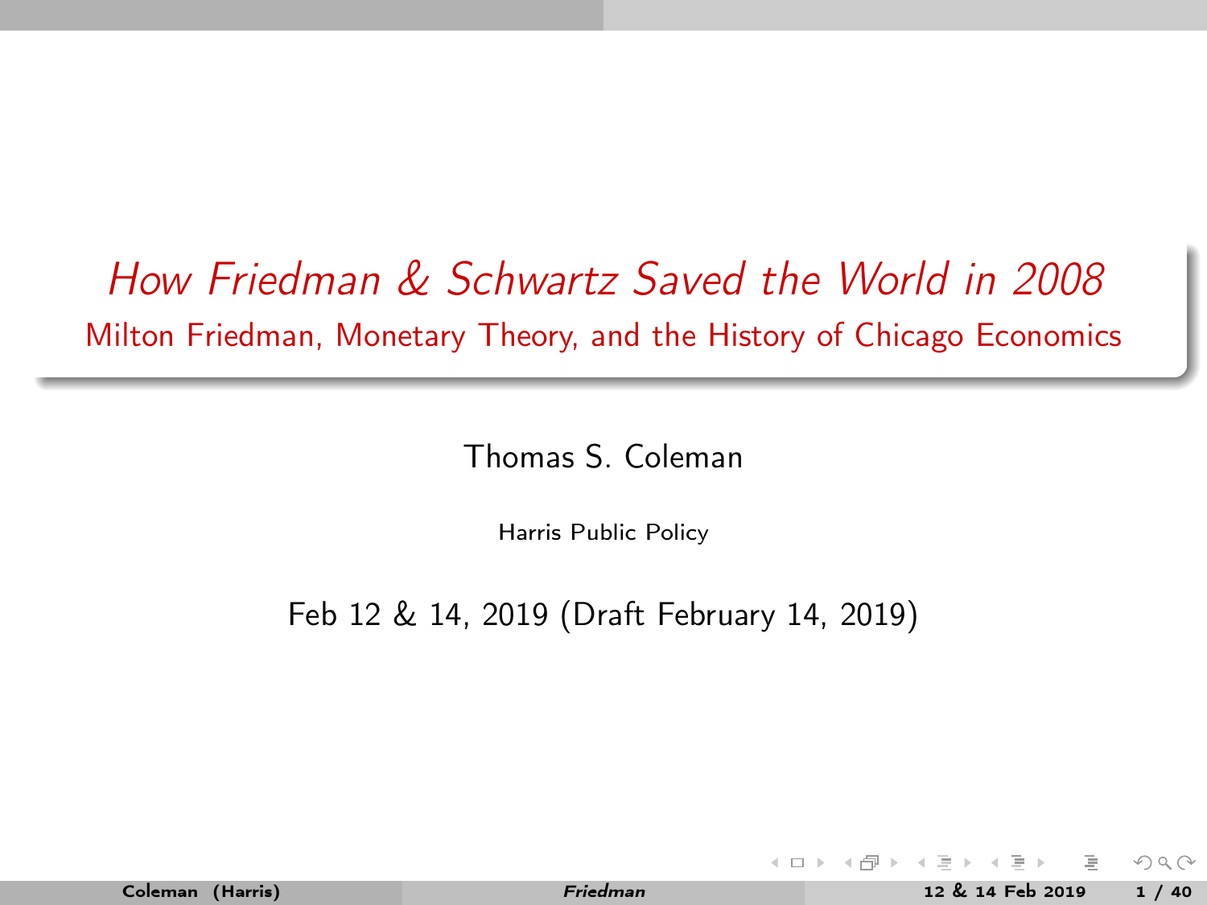# *How Friedman & Schwartz Saved the World in 2008*

## Milton Friedman, Monetary Theory, and the History of Chicago Economics

Thomas S. Coleman

Harris Public Policy

Feb 12 & 14, 2019 (Draft February 14, 2019)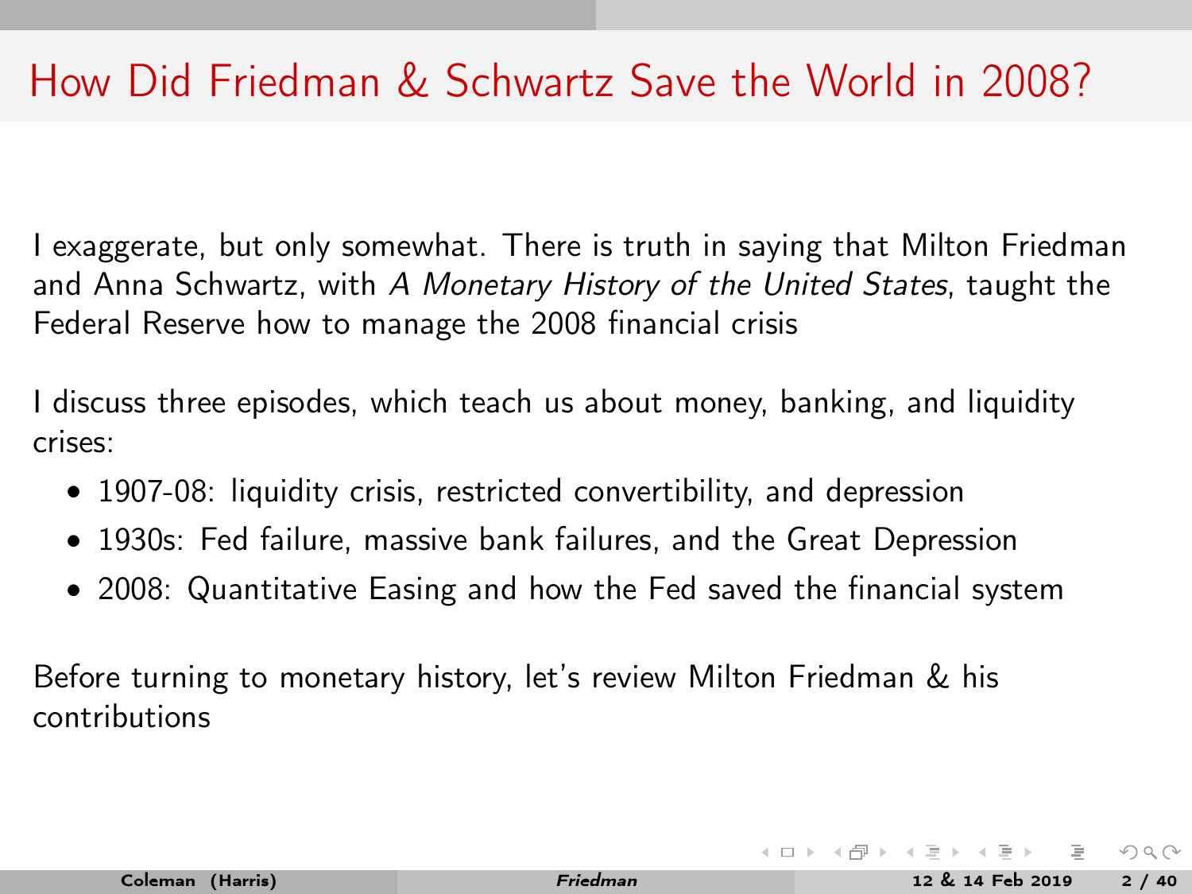# How Did Friedman & Schwartz Save the World in 2008?

I exaggerate, but only somewhat. There is truth in saying that Milton Friedman and Anna Schwartz, with *A Monetary History of the United States*, taught the Federal Reserve how to manage the 2008 financial crisis

I discuss three episodes, which teach us about money, banking, and liquidity crises:

- 1907-08: liquidity crisis, restricted convertibility, and depression
- 1930s: Fed failure, massive bank failures, and the Great Depression
- 2008: Quantitative Easing and how the Fed saved the financial system

Before turning to monetary history, let's review Milton Friedman & his contributions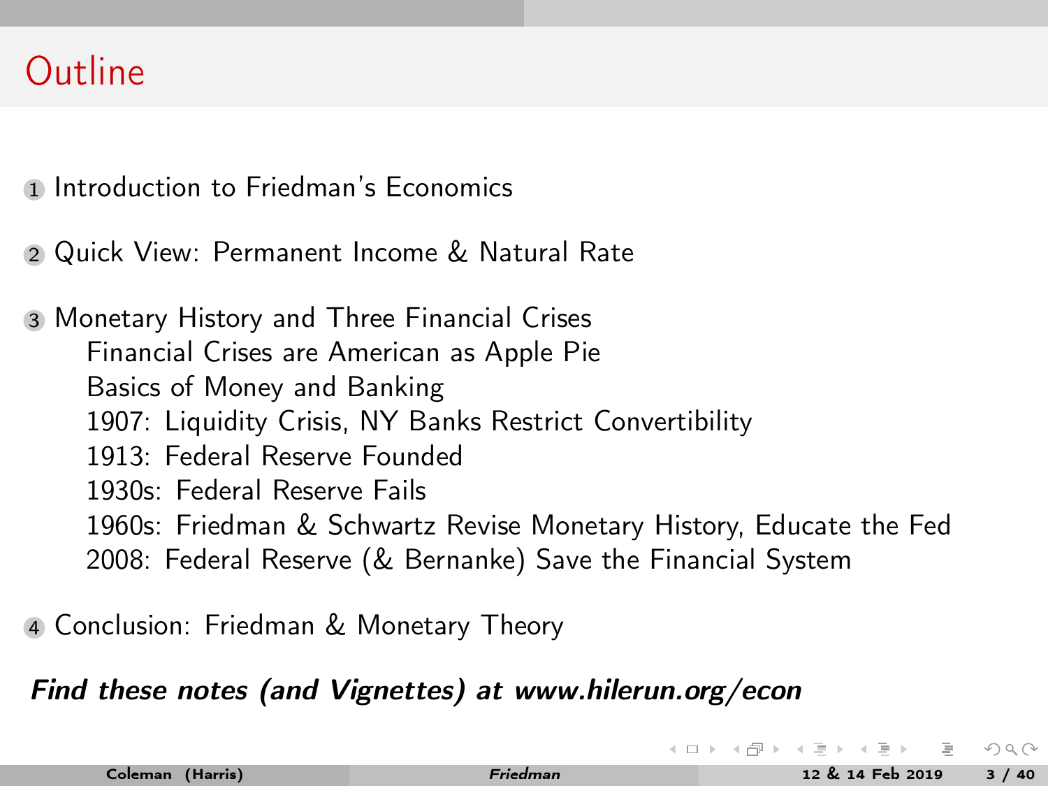# Outline

1. Introduction to Friedman's Economics

2. Quick View: Permanent Income & Natural Rate

3. Monetary History and Three Financial Crises
   - Financial Crises are American as Apple Pie
   - Basics of Money and Banking
   - 1907: Liquidity Crisis, NY Banks Restrict Convertibility
   - 1913: Federal Reserve Founded
   - 1930s: Federal Reserve Fails
   - 1960s: Friedman & Schwartz Revise Monetary History, Educate the Fed
   - 2008: Federal Reserve (& Bernanke) Save the Financial System

4. Conclusion: Friedman & Monetary Theory

***Find these notes (and Vignettes) at www.hilerun.org/econ***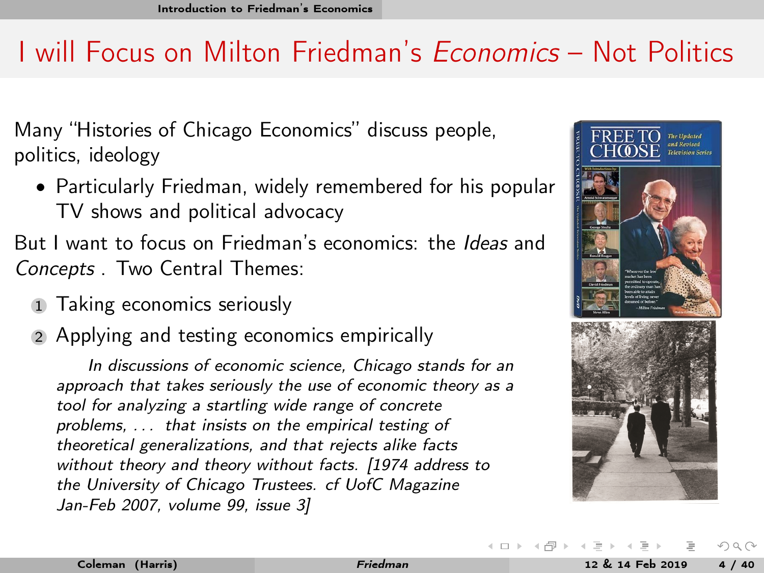# I will Focus on Milton Friedman's *Economics* – Not Politics

Many "Histories of Chicago Economics" discuss people, politics, ideology

- Particularly Friedman, widely remembered for his popular TV shows and political advocacy

But I want to focus on Friedman's economics: the *Ideas* and *Concepts* . Two Central Themes:

1. Taking economics seriously
2. Applying and testing economics empirically

> *In discussions of economic science, Chicago stands for an approach that takes seriously the use of economic theory as a tool for analyzing a startling wide range of concrete problems, . . . that insists on the empirical testing of theoretical generalizations, and that rejects alike facts without theory and theory without facts. [1974 address to the University of Chicago Trustees. cf UofC Magazine Jan-Feb 2007, volume 99, issue 3]*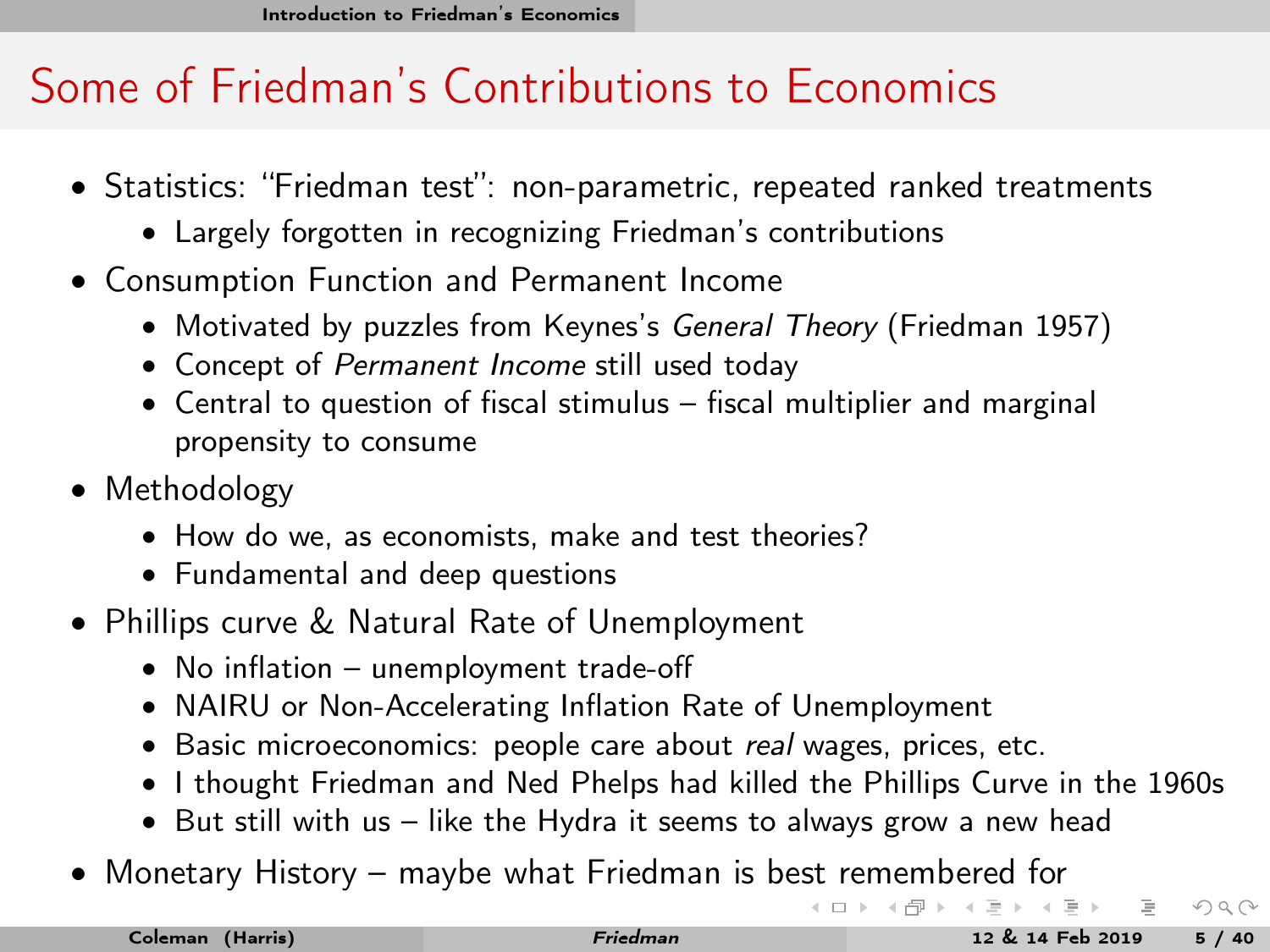## Some of Friedman's Contributions to Economics

- Statistics: "Friedman test": non-parametric, repeated ranked treatments
  - Largely forgotten in recognizing Friedman's contributions
- Consumption Function and Permanent Income
  - Motivated by puzzles from Keynes's *General Theory* (Friedman 1957)
  - Concept of *Permanent Income* still used today
  - Central to question of fiscal stimulus – fiscal multiplier and marginal propensity to consume
- Methodology
  - How do we, as economists, make and test theories?
  - Fundamental and deep questions
- Phillips curve & Natural Rate of Unemployment
  - No inflation – unemployment trade-off
  - NAIRU or Non-Accelerating Inflation Rate of Unemployment
  - Basic microeconomics: people care about *real* wages, prices, etc.
  - I thought Friedman and Ned Phelps had killed the Phillips Curve in the 1960s
  - But still with us – like the Hydra it seems to always grow a new head
- Monetary History – maybe what Friedman is best remembered for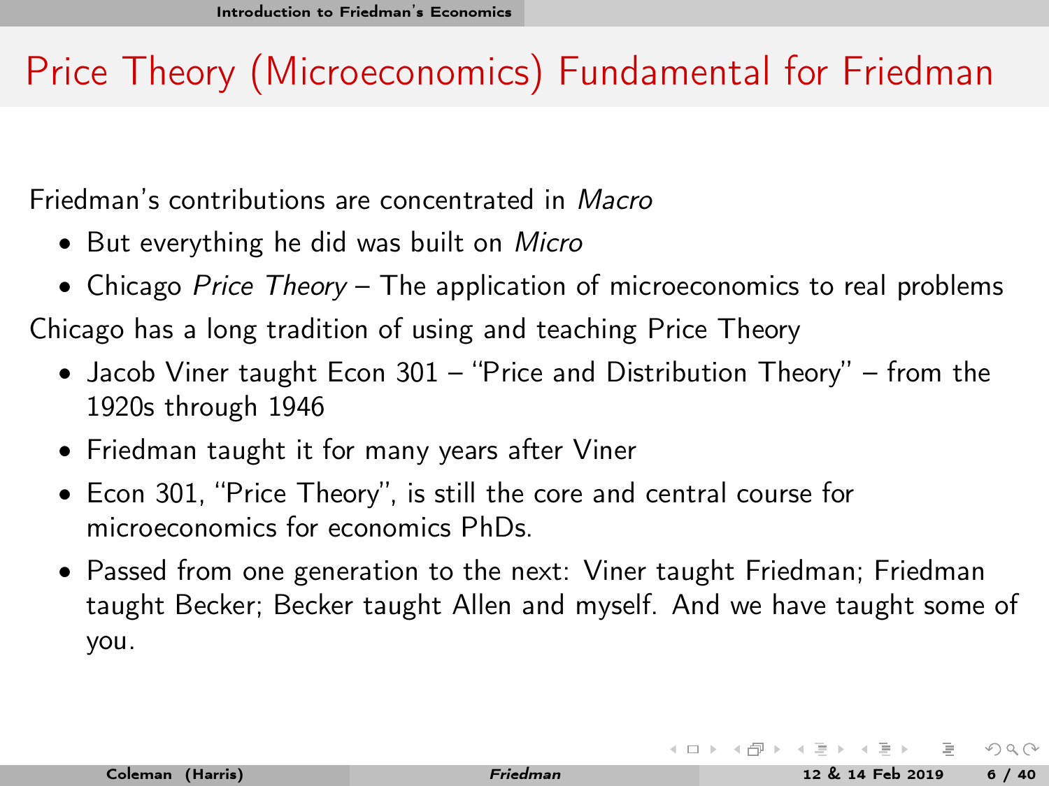# Price Theory (Microeconomics) Fundamental for Friedman

Friedman's contributions are concentrated in *Macro*

- But everything he did was built on *Micro*
- Chicago *Price Theory* – The application of microeconomics to real problems

Chicago has a long tradition of using and teaching Price Theory

- Jacob Viner taught Econ 301 – "Price and Distribution Theory" – from the 1920s through 1946
- Friedman taught it for many years after Viner
- Econ 301, "Price Theory", is still the core and central course for microeconomics for economics PhDs.
- Passed from one generation to the next: Viner taught Friedman; Friedman taught Becker; Becker taught Allen and myself. And we have taught some of you.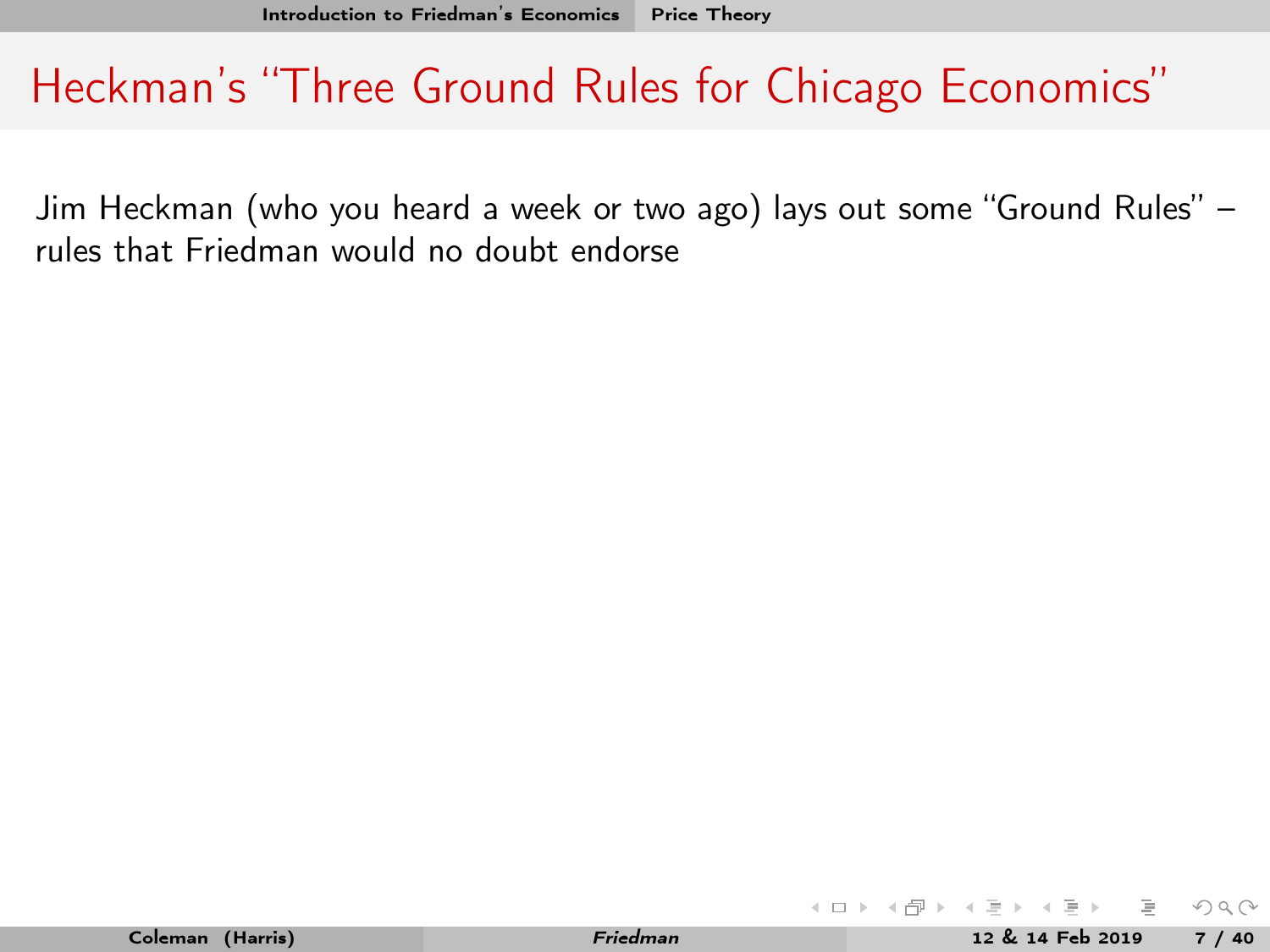# Heckman's "Three Ground Rules for Chicago Economics"

Jim Heckman (who you heard a week or two ago) lays out some "Ground Rules" – rules that Friedman would no doubt endorse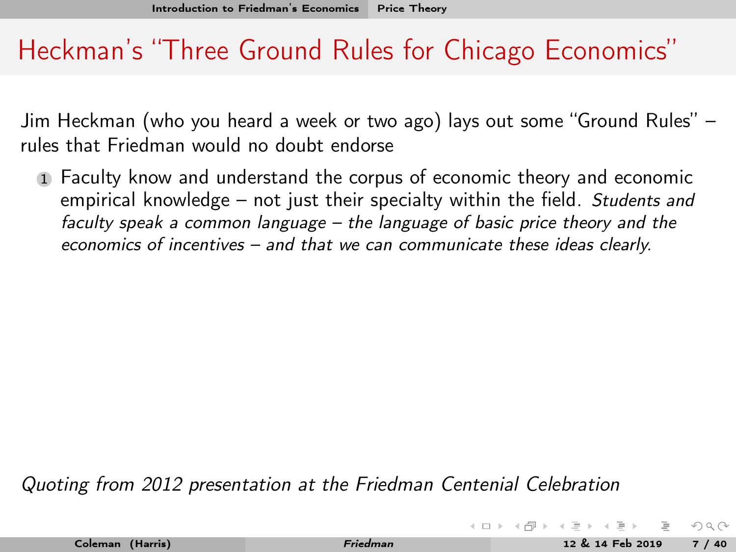# Heckman's "Three Ground Rules for Chicago Economics"

Jim Heckman (who you heard a week or two ago) lays out some "Ground Rules" – rules that Friedman would no doubt endorse

1. Faculty know and understand the corpus of economic theory and economic empirical knowledge – not just their specialty within the field. *Students and faculty speak a common language – the language of basic price theory and the economics of incentives – and that we can communicate these ideas clearly.*

*Quoting from 2012 presentation at the Friedman Centenial Celebration*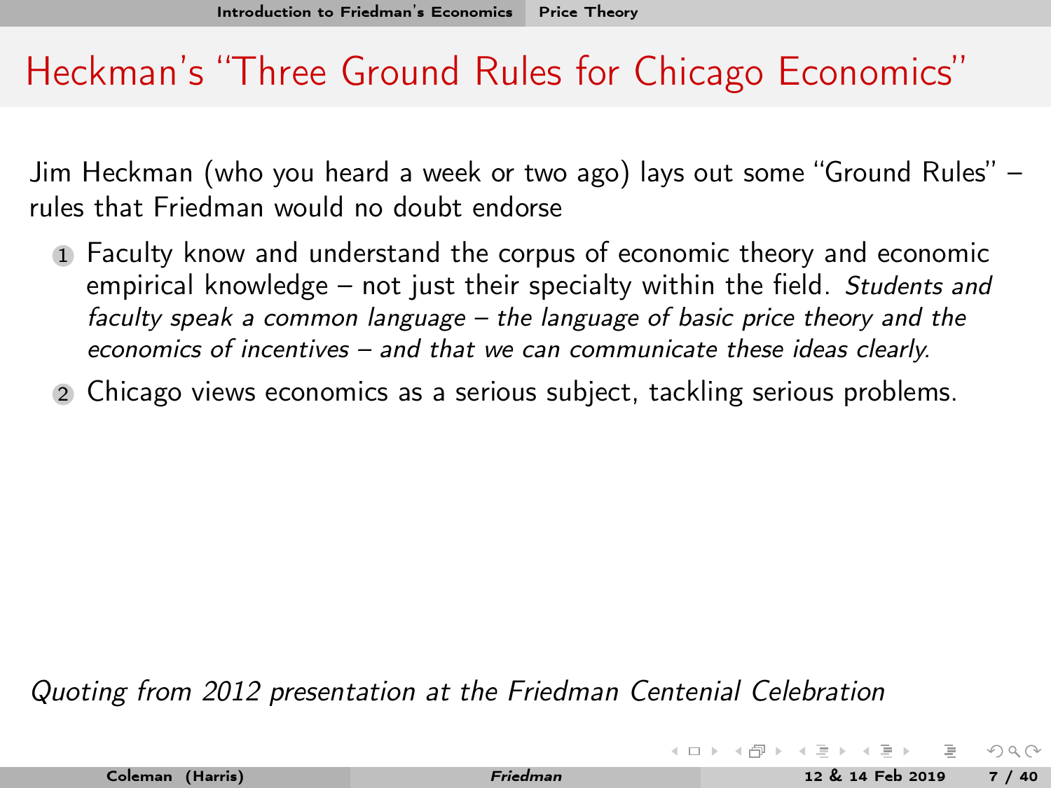# Heckman's "Three Ground Rules for Chicago Economics"

Jim Heckman (who you heard a week or two ago) lays out some "Ground Rules" – rules that Friedman would no doubt endorse

1. Faculty know and understand the corpus of economic theory and economic empirical knowledge – not just their specialty within the field. *Students and faculty speak a common language – the language of basic price theory and the economics of incentives – and that we can communicate these ideas clearly.*
2. Chicago views economics as a serious subject, tackling serious problems.

*Quoting from 2012 presentation at the Friedman Centenial Celebration*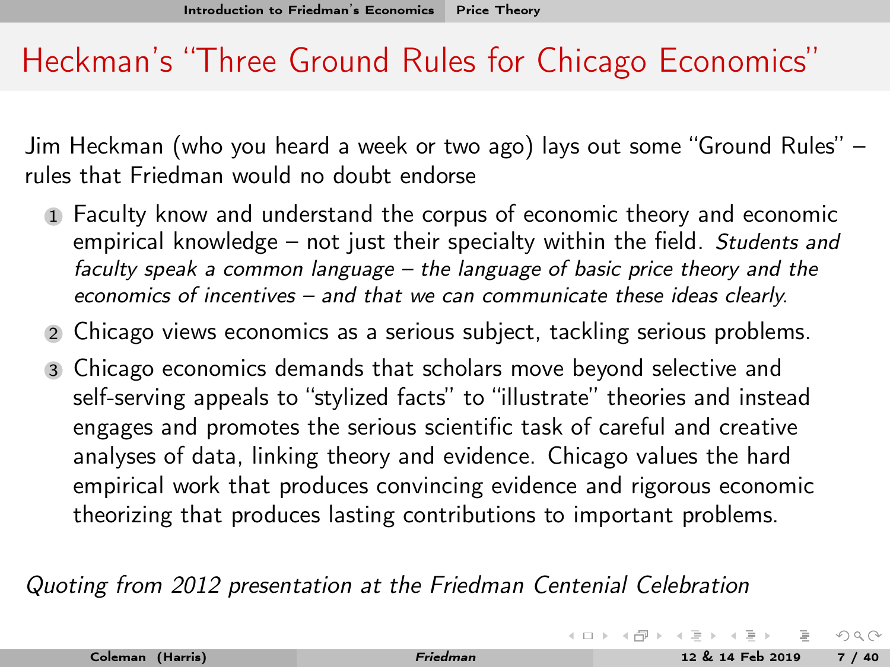# Heckman's "Three Ground Rules for Chicago Economics"

Jim Heckman (who you heard a week or two ago) lays out some "Ground Rules" – rules that Friedman would no doubt endorse

1. Faculty know and understand the corpus of economic theory and economic empirical knowledge – not just their specialty within the field. *Students and faculty speak a common language – the language of basic price theory and the economics of incentives – and that we can communicate these ideas clearly.*
2. Chicago views economics as a serious subject, tackling serious problems.
3. Chicago economics demands that scholars move beyond selective and self-serving appeals to "stylized facts" to "illustrate" theories and instead engages and promotes the serious scientific task of careful and creative analyses of data, linking theory and evidence. Chicago values the hard empirical work that produces convincing evidence and rigorous economic theorizing that produces lasting contributions to important problems.

*Quoting from 2012 presentation at the Friedman Centenial Celebration*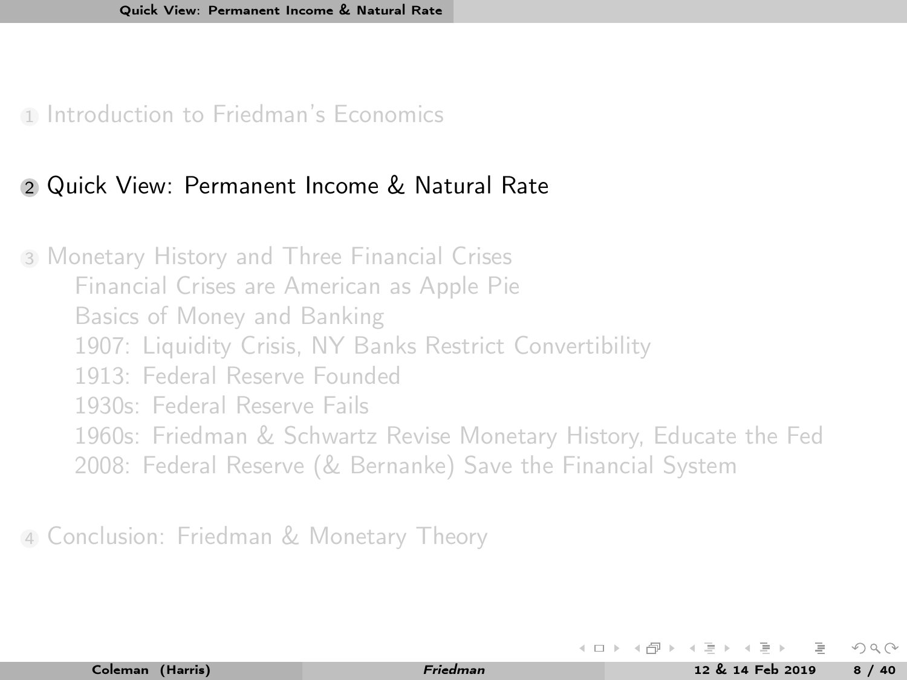1. Introduction to Friedman's Economics

2. Quick View: Permanent Income & Natural Rate

3. Monetary History and Three Financial Crises
   - Financial Crises are American as Apple Pie
   - Basics of Money and Banking
   - 1907: Liquidity Crisis, NY Banks Restrict Convertibility
   - 1913: Federal Reserve Founded
   - 1930s: Federal Reserve Fails
   - 1960s: Friedman & Schwartz Revise Monetary History, Educate the Fed
   - 2008: Federal Reserve (& Bernanke) Save the Financial System

4. Conclusion: Friedman & Monetary Theory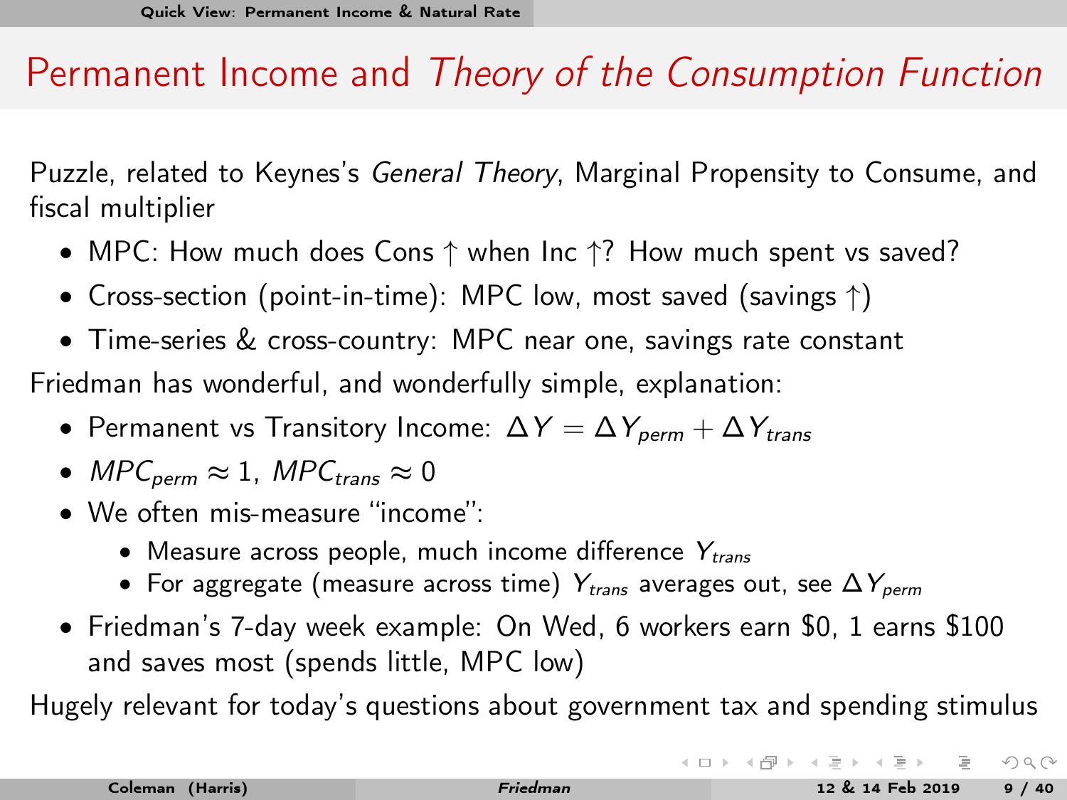# Permanent Income and *Theory of the Consumption Function*

Puzzle, related to Keynes's *General Theory*, Marginal Propensity to Consume, and fiscal multiplier

- MPC: How much does Cons ↑ when Inc ↑? How much spent vs saved?
- Cross-section (point-in-time): MPC low, most saved (savings ↑)
- Time-series & cross-country: MPC near one, savings rate constant

Friedman has wonderful, and wonderfully simple, explanation:

- Permanent vs Transitory Income: $\Delta Y = \Delta Y_{perm} + \Delta Y_{trans}$
- $MPC_{perm} \approx 1$, $MPC_{trans} \approx 0$
- We often mis-measure "income":
  - Measure across people, much income difference $Y_{trans}$
  - For aggregate (measure across time) $Y_{trans}$ averages out, see $\Delta Y_{perm}$
- Friedman's 7-day week example: On Wed, 6 workers earn $0, 1 earns $100 and saves most (spends little, MPC low)

Hugely relevant for today's questions about government tax and spending stimulus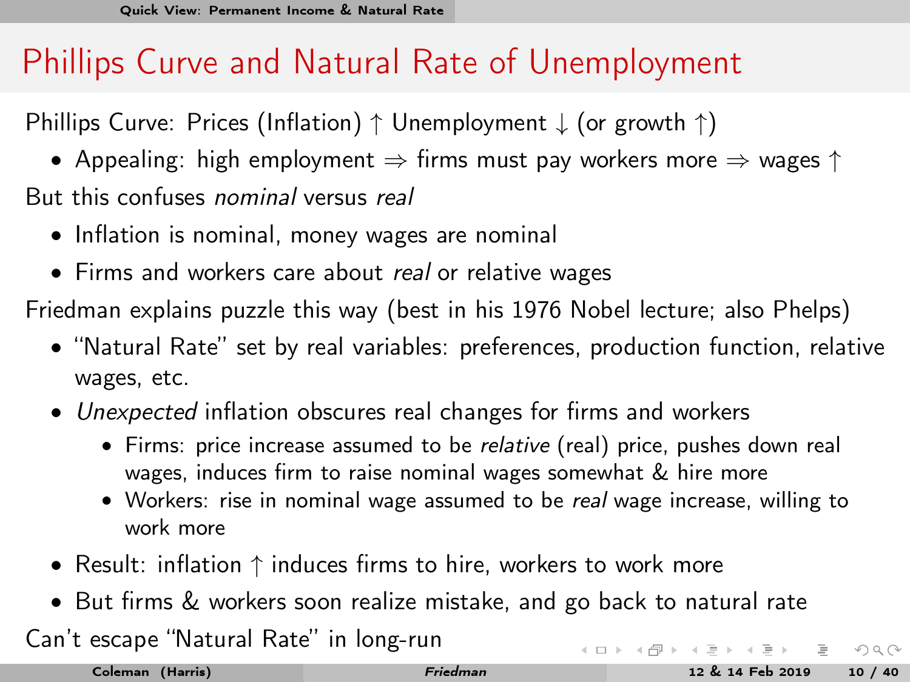# Phillips Curve and Natural Rate of Unemployment

Phillips Curve: Prices (Inflation) $\uparrow$ Unemployment $\downarrow$ (or growth $\uparrow$)

- Appealing: high employment $\Rightarrow$ firms must pay workers more $\Rightarrow$ wages $\uparrow$

But this confuses *nominal* versus *real*

- Inflation is nominal, money wages are nominal
- Firms and workers care about *real* or relative wages

Friedman explains puzzle this way (best in his 1976 Nobel lecture; also Phelps)

- "Natural Rate" set by real variables: preferences, production function, relative wages, etc.
- *Unexpected* inflation obscures real changes for firms and workers
  - Firms: price increase assumed to be *relative* (real) price, pushes down real wages, induces firm to raise nominal wages somewhat & hire more
  - Workers: rise in nominal wage assumed to be *real* wage increase, willing to work more
- Result: inflation $\uparrow$ induces firms to hire, workers to work more
- But firms & workers soon realize mistake, and go back to natural rate

Can't escape "Natural Rate" in long-run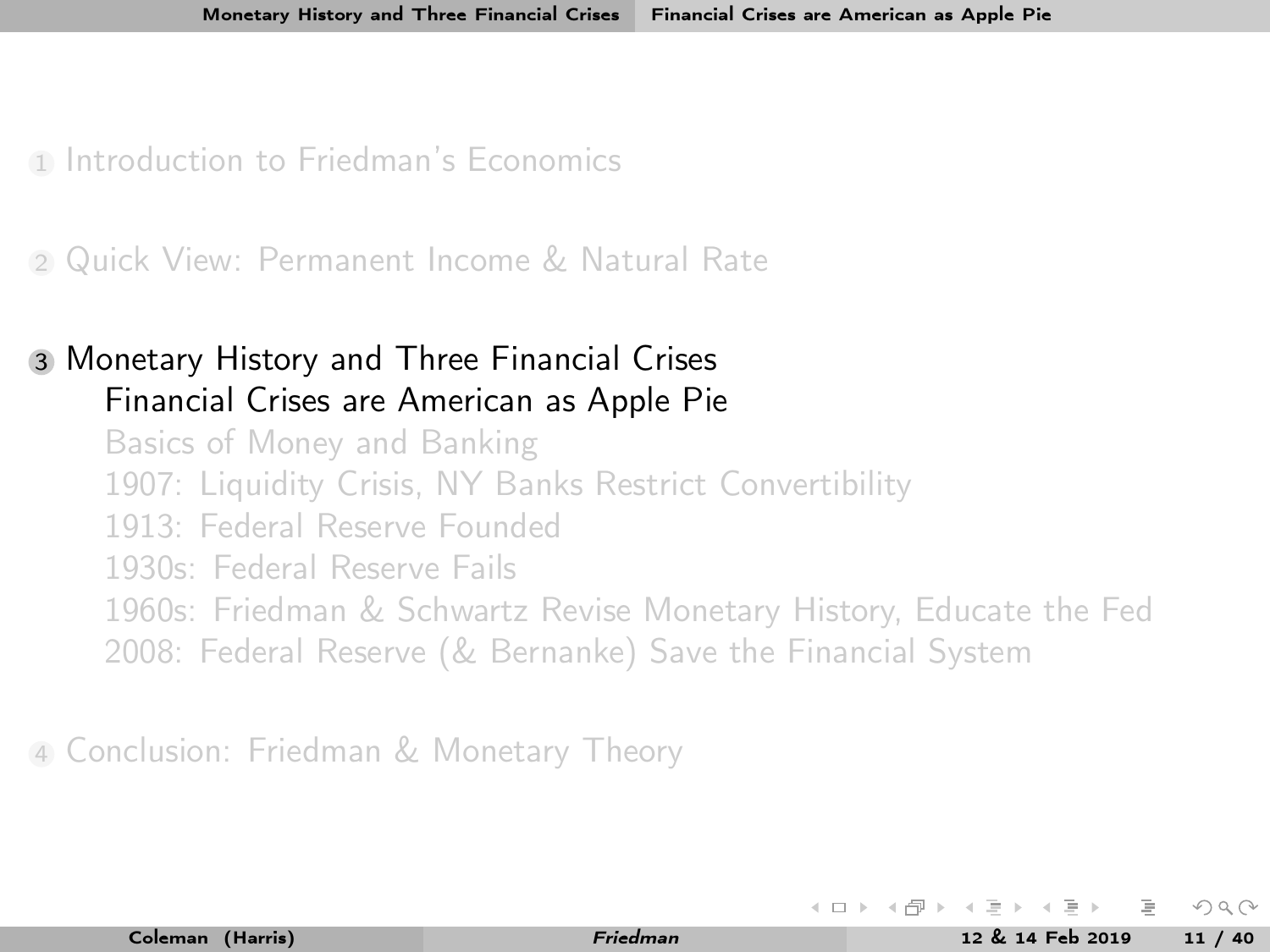1. Introduction to Friedman's Economics

2. Quick View: Permanent Income & Natural Rate

3. Monetary History and Three Financial Crises
   - Financial Crises are American as Apple Pie
   - Basics of Money and Banking
   - 1907: Liquidity Crisis, NY Banks Restrict Convertibility
   - 1913: Federal Reserve Founded
   - 1930s: Federal Reserve Fails
   - 1960s: Friedman & Schwartz Revise Monetary History, Educate the Fed
   - 2008: Federal Reserve (& Bernanke) Save the Financial System

4. Conclusion: Friedman & Monetary Theory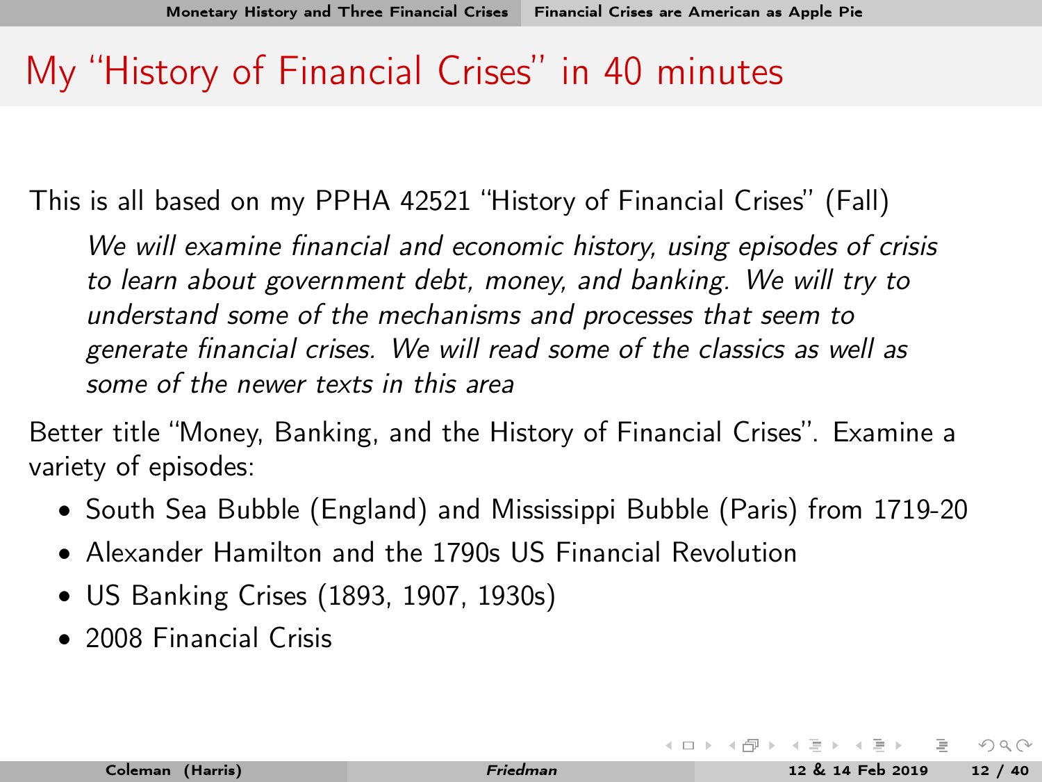# My "History of Financial Crises" in 40 minutes

This is all based on my PPHA 42521 "History of Financial Crises" (Fall)

> *We will examine financial and economic history, using episodes of crisis to learn about government debt, money, and banking. We will try to understand some of the mechanisms and processes that seem to generate financial crises. We will read some of the classics as well as some of the newer texts in this area*

Better title "Money, Banking, and the History of Financial Crises". Examine a variety of episodes:

- South Sea Bubble (England) and Mississippi Bubble (Paris) from 1719-20
- Alexander Hamilton and the 1790s US Financial Revolution
- US Banking Crises (1893, 1907, 1930s)
- 2008 Financial Crisis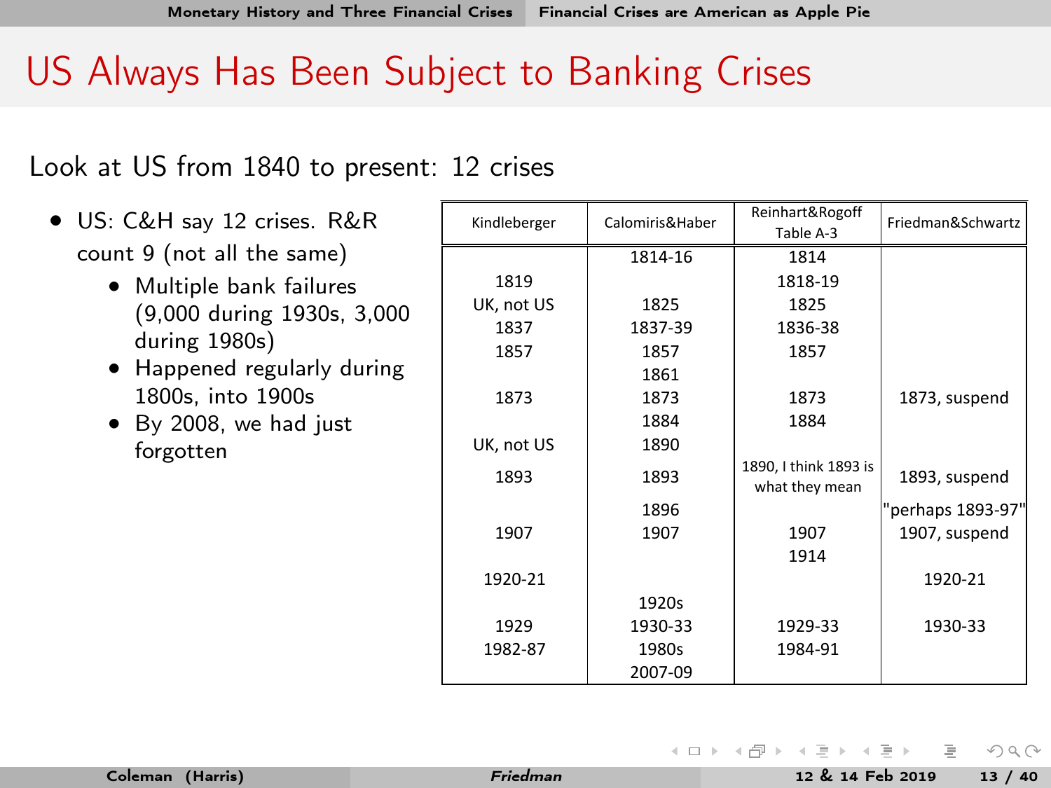# US Always Has Been Subject to Banking Crises

Look at US from 1840 to present: 12 crises

- US: C&H say 12 crises. R&R count 9 (not all the same)
  - Multiple bank failures (9,000 during 1930s, 3,000 during 1980s)
  - Happened regularly during 1800s, into 1900s
  - By 2008, we had just forgotten

| Kindleberger | Calomiris&Haber | Reinhart&Rogoff Table A-3 | Friedman&Schwartz |
|---|---|---|---|
| | 1814-16 | 1814 | |
| 1819 | | 1818-19 | |
| UK, not US | 1825 | 1825 | |
| 1837 | 1837-39 | 1836-38 | |
| 1857 | 1857 | 1857 | |
| | 1861 | | |
| 1873 | 1873 | 1873 | 1873, suspend |
| | 1884 | 1884 | |
| UK, not US | 1890 | | |
| 1893 | 1893 | 1890, I think 1893 is what they mean | 1893, suspend |
| | 1896 | | "perhaps 1893-97" |
| 1907 | 1907 | 1907 | 1907, suspend |
| | | 1914 | |
| 1920-21 | | | 1920-21 |
| | 1920s | | |
| 1929 | 1930-33 | 1929-33 | 1930-33 |
| 1982-87 | 1980s | 1984-91 | |
| | 2007-09 | | |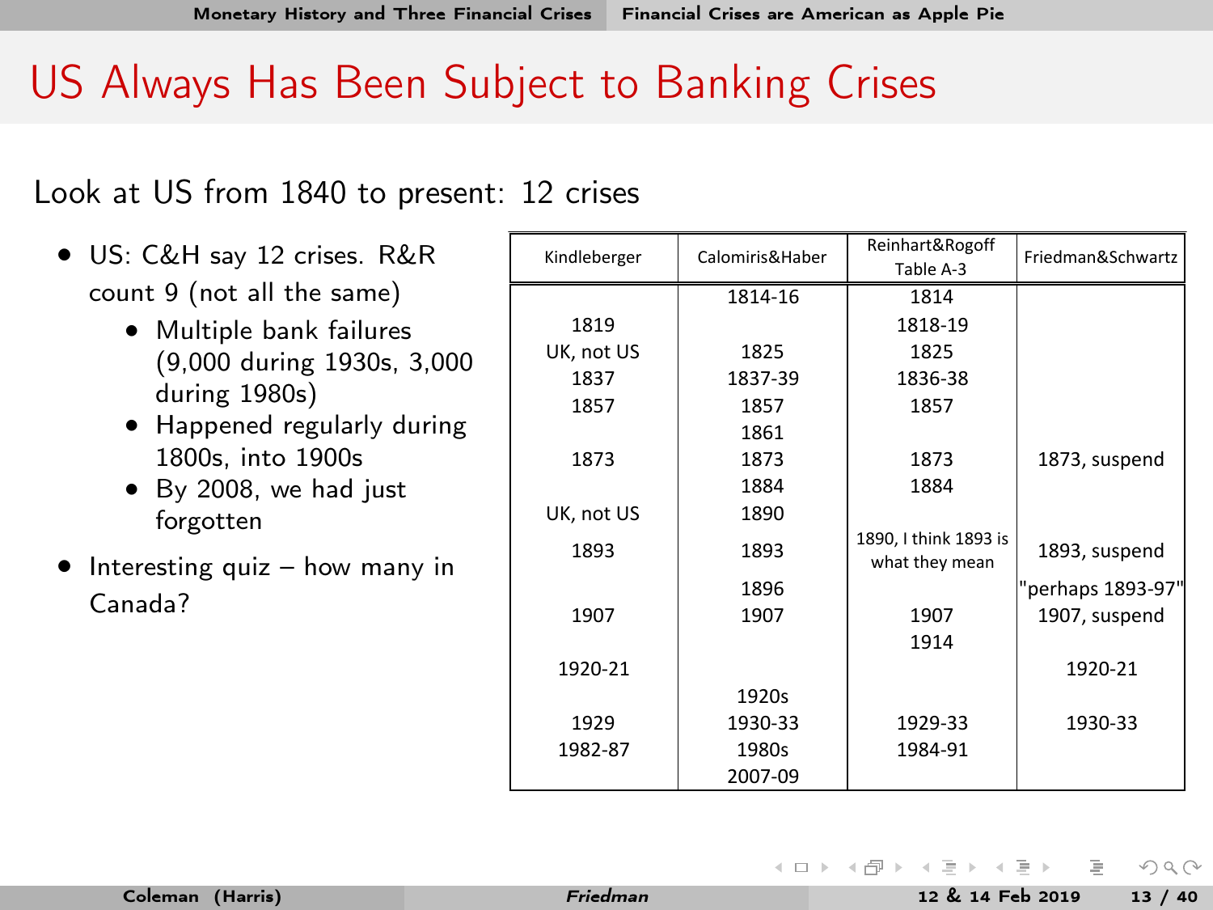# US Always Has Been Subject to Banking Crises

Look at US from 1840 to present: 12 crises

- US: C&H say 12 crises. R&R count 9 (not all the same)
  - Multiple bank failures (9,000 during 1930s, 3,000 during 1980s)
  - Happened regularly during 1800s, into 1900s
  - By 2008, we had just forgotten
- Interesting quiz – how many in Canada?

| Kindleberger | Calomiris&Haber | Reinhart&Rogoff Table A-3 | Friedman&Schwartz |
|---|---|---|---|
| | 1814-16 | 1814 | |
| 1819 | | 1818-19 | |
| UK, not US | 1825 | 1825 | |
| 1837 | 1837-39 | 1836-38 | |
| 1857 | 1857 | 1857 | |
| | 1861 | | |
| 1873 | 1873 | 1873 | 1873, suspend |
| | 1884 | 1884 | |
| UK, not US | 1890 | | |
| 1893 | 1893 | 1890, I think 1893 is what they mean | 1893, suspend |
| | 1896 | | "perhaps 1893-97" |
| 1907 | 1907 | 1907 | 1907, suspend |
| | | 1914 | |
| 1920-21 | | | 1920-21 |
| | 1920s | | |
| 1929 | 1930-33 | 1929-33 | 1930-33 |
| 1982-87 | 1980s | 1984-91 | |
| | 2007-09 | | |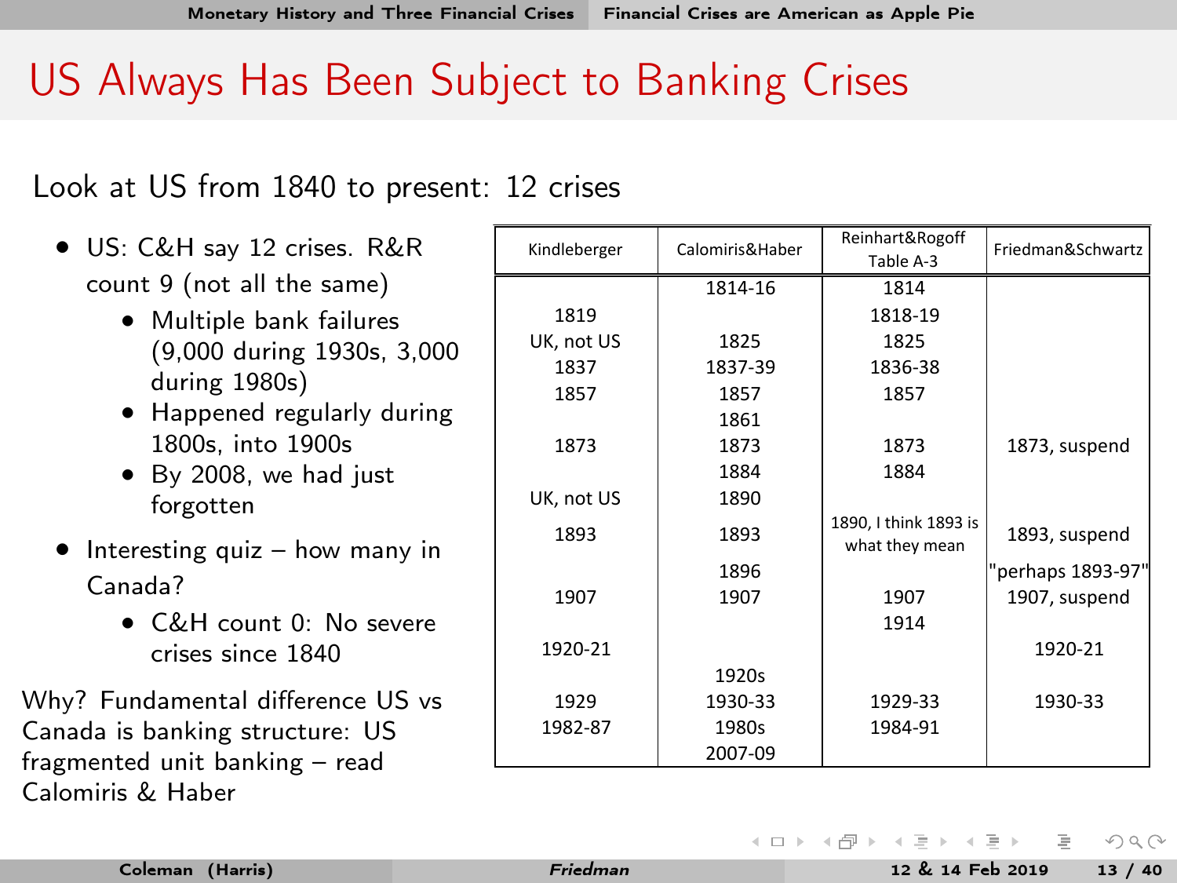# US Always Has Been Subject to Banking Crises

Look at US from 1840 to present: 12 crises

- US: C&H say 12 crises. R&R count 9 (not all the same)
  - Multiple bank failures (9,000 during 1930s, 3,000 during 1980s)
  - Happened regularly during 1800s, into 1900s
  - By 2008, we had just forgotten
- Interesting quiz – how many in Canada?
  - C&H count 0: No severe crises since 1840

Why? Fundamental difference US vs Canada is banking structure: US fragmented unit banking – read Calomiris & Haber

| Kindleberger | Calomiris&Haber | Reinhart&Rogoff Table A-3 | Friedman&Schwartz |
|---|---|---|---|
| | 1814-16 | 1814 | |
| 1819 | | 1818-19 | |
| UK, not US | 1825 | 1825 | |
| 1837 | 1837-39 | 1836-38 | |
| 1857 | 1857 | 1857 | |
| | 1861 | | |
| 1873 | 1873 | 1873 | 1873, suspend |
| | 1884 | 1884 | |
| UK, not US | 1890 | | |
| 1893 | 1893 | 1890, I think 1893 is what they mean | 1893, suspend |
| | 1896 | | "perhaps 1893-97" |
| 1907 | 1907 | 1907 | 1907, suspend |
| | | 1914 | |
| 1920-21 | | | 1920-21 |
| | 1920s | | |
| 1929 | 1930-33 | 1929-33 | 1930-33 |
| 1982-87 | 1980s | 1984-91 | |
| | 2007-09 | | |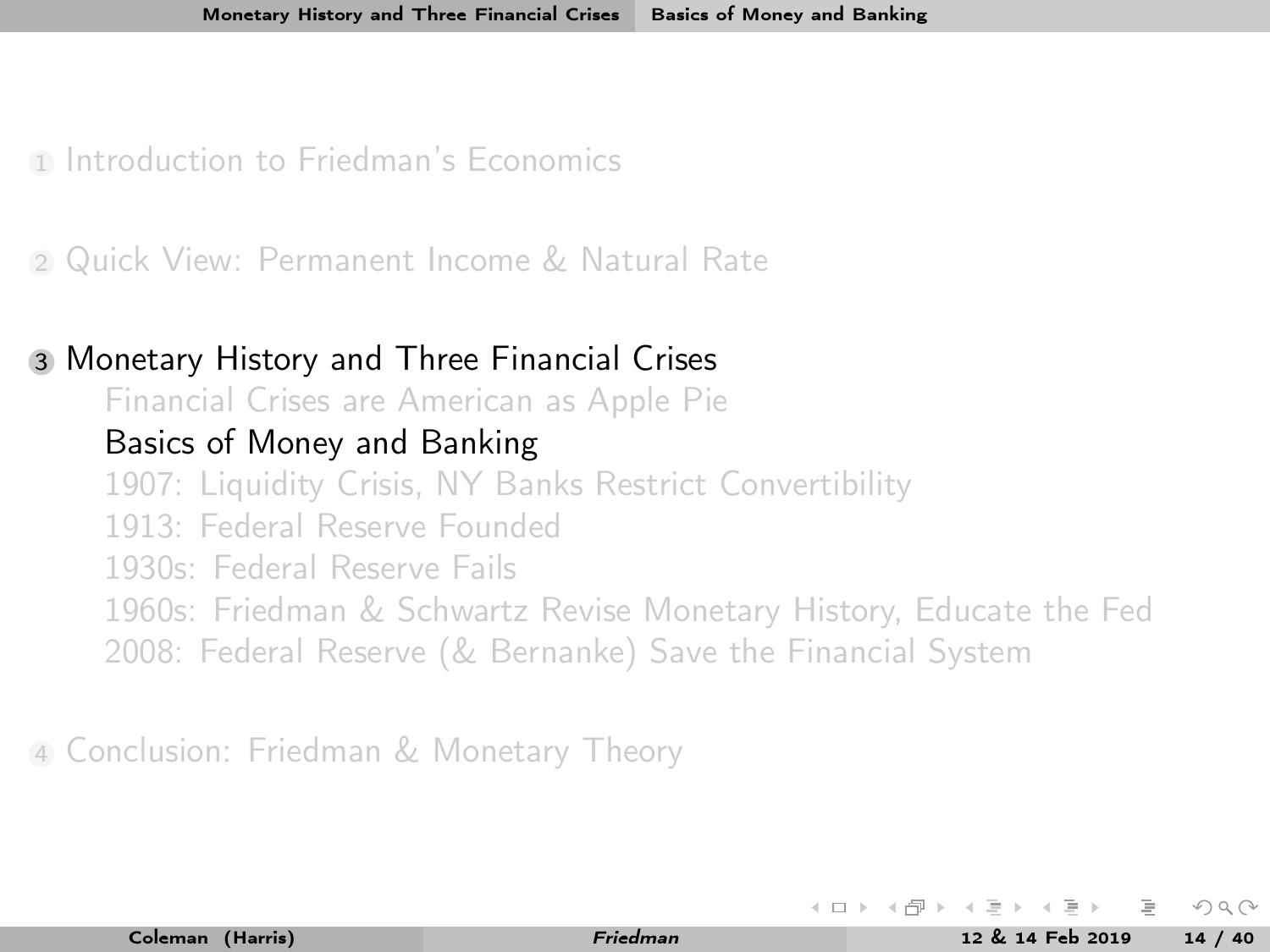1. Introduction to Friedman's Economics

2. Quick View: Permanent Income & Natural Rate

3. **Monetary History and Three Financial Crises**
   - Financial Crises are American as Apple Pie
   - **Basics of Money and Banking**
   - 1907: Liquidity Crisis, NY Banks Restrict Convertibility
   - 1913: Federal Reserve Founded
   - 1930s: Federal Reserve Fails
   - 1960s: Friedman & Schwartz Revise Monetary History, Educate the Fed
   - 2008: Federal Reserve (& Bernanke) Save the Financial System

4. Conclusion: Friedman & Monetary Theory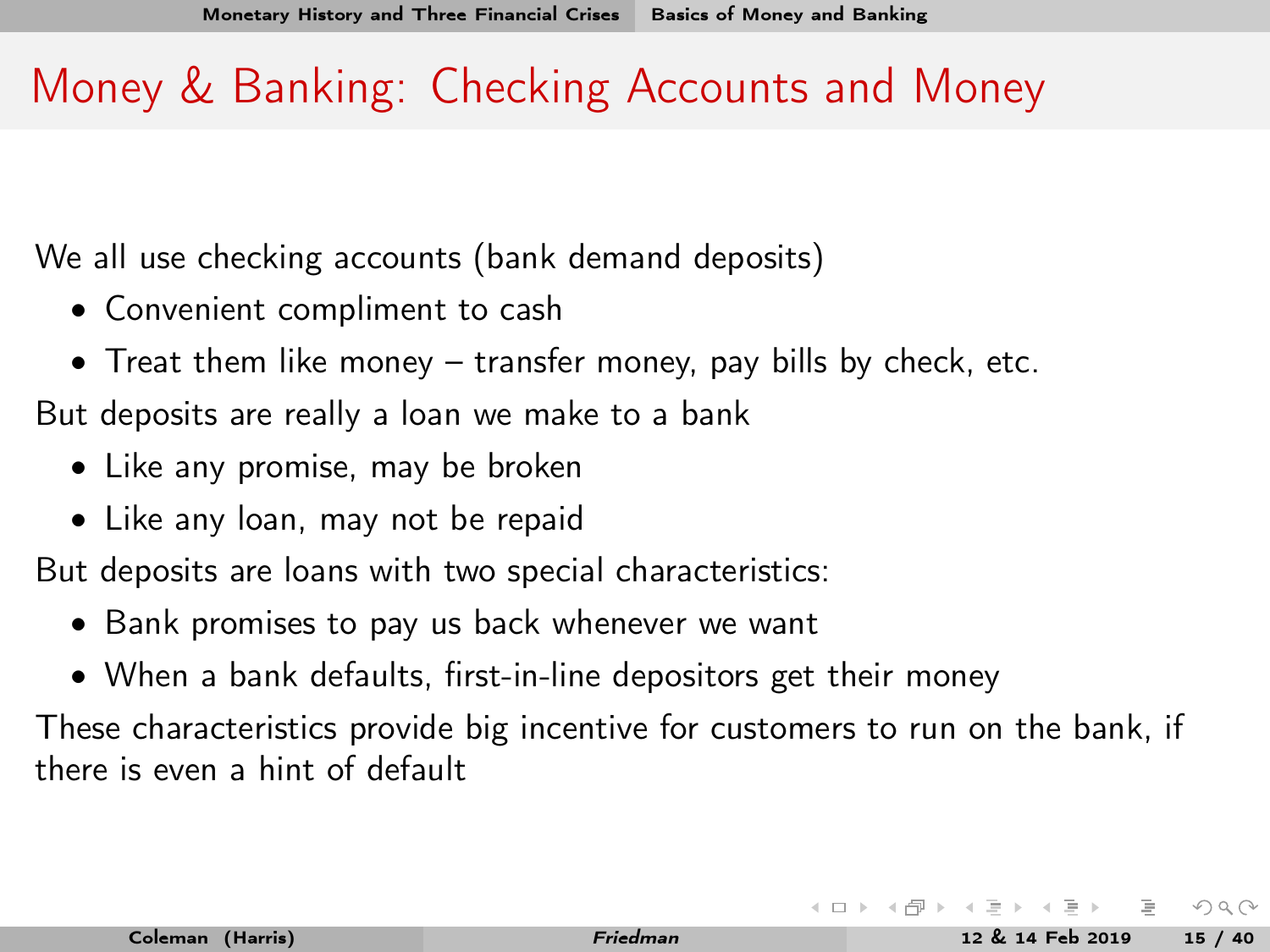# Money & Banking: Checking Accounts and Money

We all use checking accounts (bank demand deposits)

- Convenient compliment to cash
- Treat them like money – transfer money, pay bills by check, etc.

But deposits are really a loan we make to a bank

- Like any promise, may be broken
- Like any loan, may not be repaid

But deposits are loans with two special characteristics:

- Bank promises to pay us back whenever we want
- When a bank defaults, first-in-line depositors get their money

These characteristics provide big incentive for customers to run on the bank, if there is even a hint of default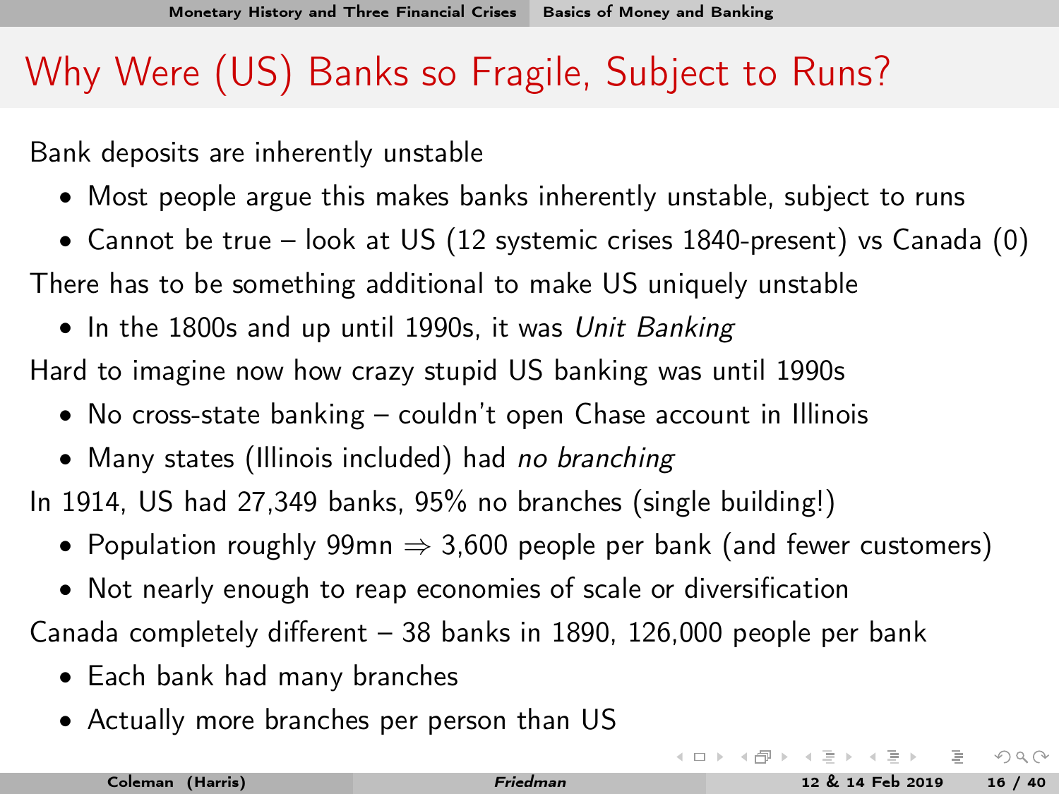# Why Were (US) Banks so Fragile, Subject to Runs?

Bank deposits are inherently unstable

- Most people argue this makes banks inherently unstable, subject to runs
- Cannot be true – look at US (12 systemic crises 1840-present) vs Canada (0)

There has to be something additional to make US uniquely unstable

- In the 1800s and up until 1990s, it was *Unit Banking*

Hard to imagine now how crazy stupid US banking was until 1990s

- No cross-state banking – couldn't open Chase account in Illinois
- Many states (Illinois included) had *no branching*

In 1914, US had 27,349 banks, 95% no branches (single building!)

- Population roughly 99mn $\Rightarrow$ 3,600 people per bank (and fewer customers)
- Not nearly enough to reap economies of scale or diversification

Canada completely different – 38 banks in 1890, 126,000 people per bank

- Each bank had many branches
- Actually more branches per person than US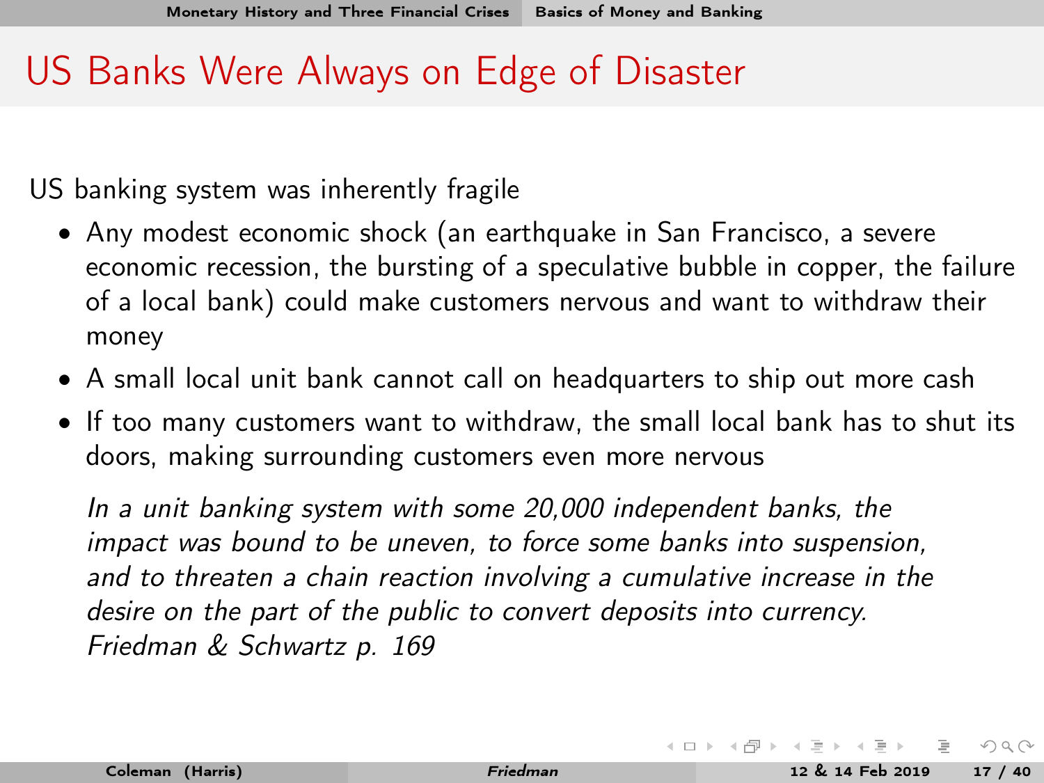# US Banks Were Always on Edge of Disaster

US banking system was inherently fragile

- Any modest economic shock (an earthquake in San Francisco, a severe economic recession, the bursting of a speculative bubble in copper, the failure of a local bank) could make customers nervous and want to withdraw their money
- A small local unit bank cannot call on headquarters to ship out more cash
- If too many customers want to withdraw, the small local bank has to shut its doors, making surrounding customers even more nervous

*In a unit banking system with some 20,000 independent banks, the impact was bound to be uneven, to force some banks into suspension, and to threaten a chain reaction involving a cumulative increase in the desire on the part of the public to convert deposits into currency. Friedman & Schwartz p. 169*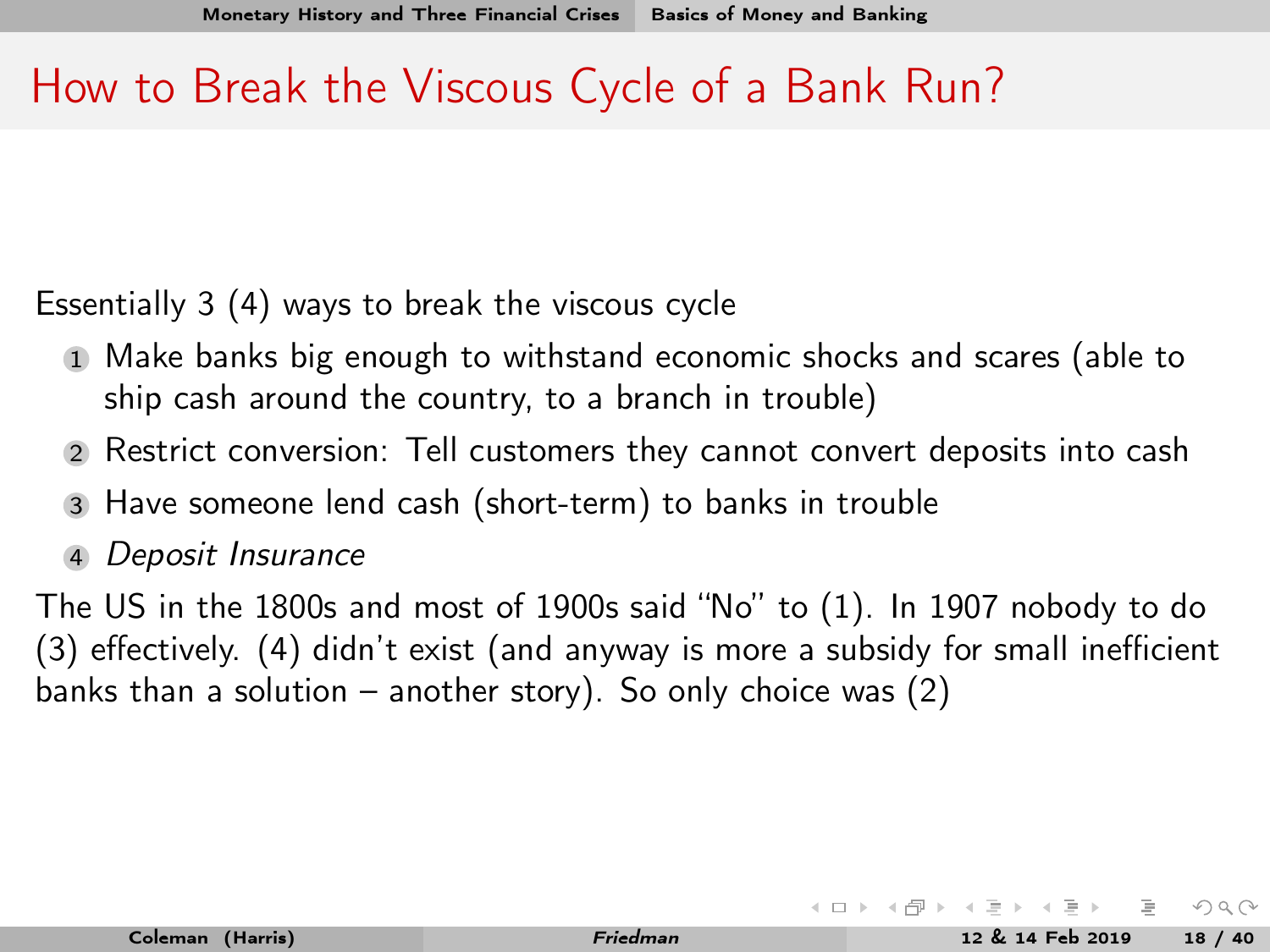# How to Break the Viscous Cycle of a Bank Run?

Essentially 3 (4) ways to break the viscous cycle

1. Make banks big enough to withstand economic shocks and scares (able to ship cash around the country, to a branch in trouble)
2. Restrict conversion: Tell customers they cannot convert deposits into cash
3. Have someone lend cash (short-term) to banks in trouble
4. *Deposit Insurance*

The US in the 1800s and most of 1900s said "No" to (1). In 1907 nobody to do (3) effectively. (4) didn't exist (and anyway is more a subsidy for small inefficient banks than a solution – another story). So only choice was (2)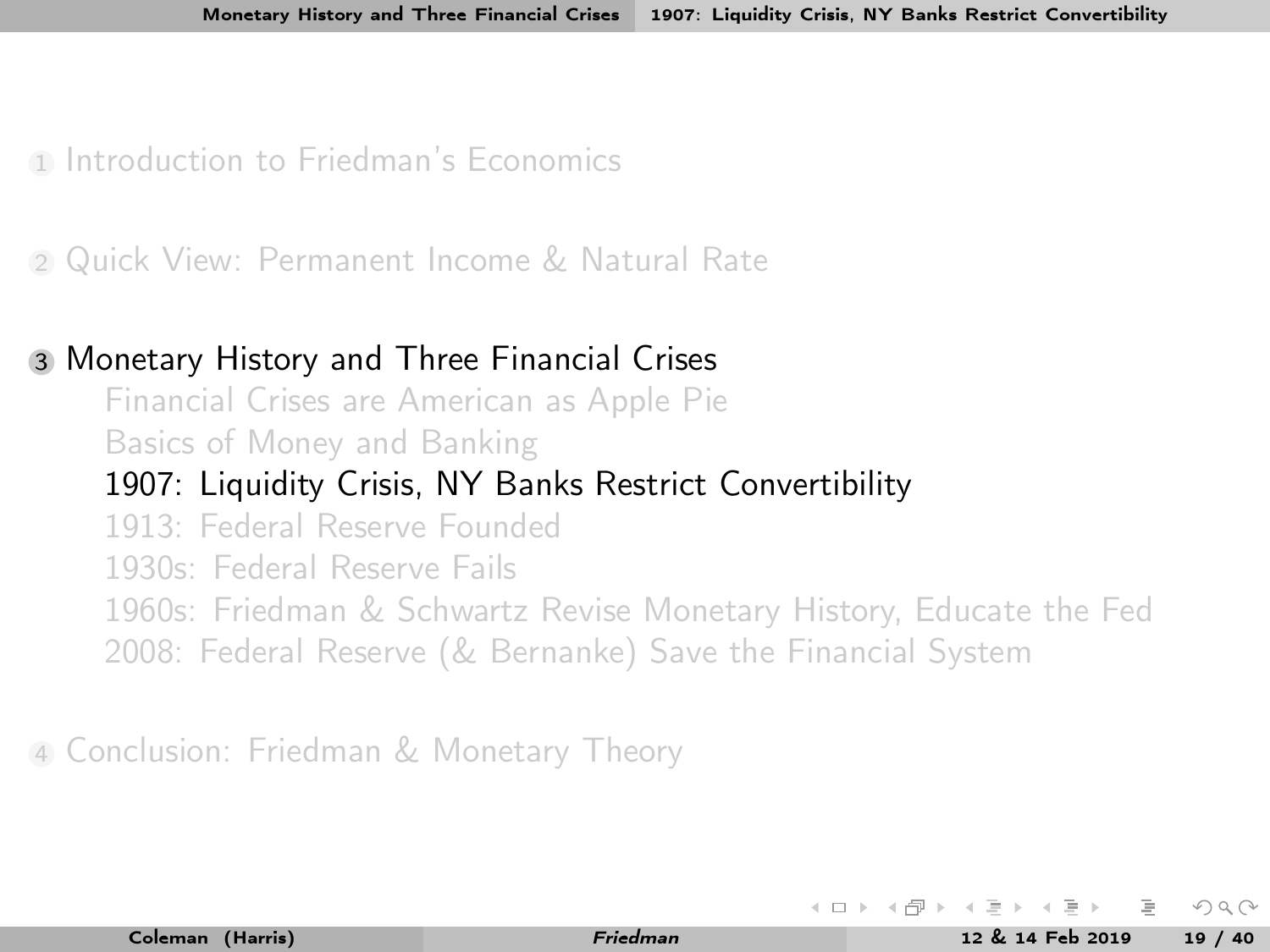1. Introduction to Friedman's Economics

2. Quick View: Permanent Income & Natural Rate

3. **Monetary History and Three Financial Crises**
   - Financial Crises are American as Apple Pie
   - Basics of Money and Banking
   - **1907: Liquidity Crisis, NY Banks Restrict Convertibility**
   - 1913: Federal Reserve Founded
   - 1930s: Federal Reserve Fails
   - 1960s: Friedman & Schwartz Revise Monetary History, Educate the Fed
   - 2008: Federal Reserve (& Bernanke) Save the Financial System

4. Conclusion: Friedman & Monetary Theory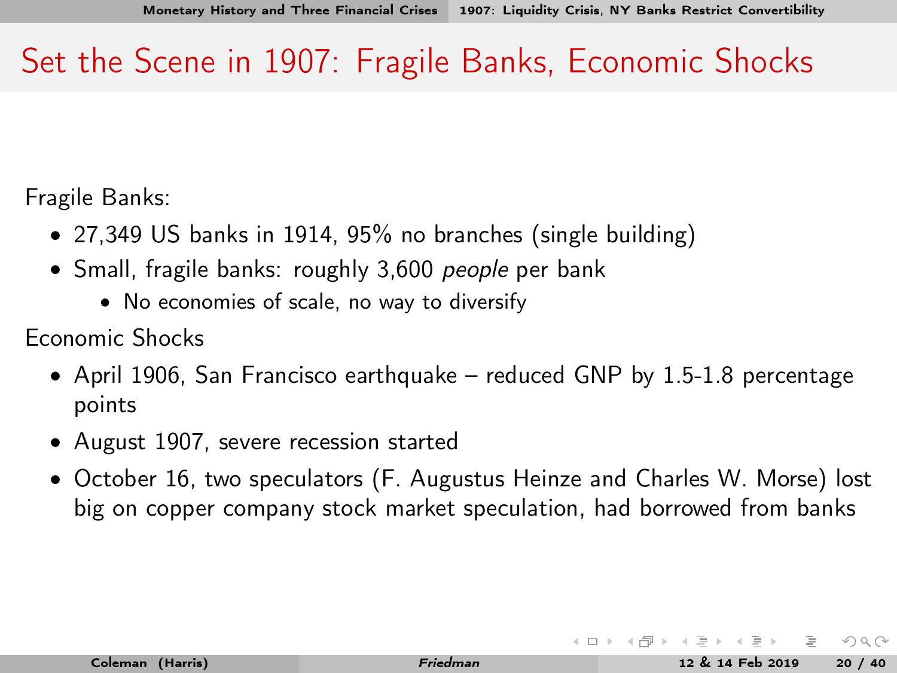# Set the Scene in 1907: Fragile Banks, Economic Shocks

Fragile Banks:

- 27,349 US banks in 1914, 95% no branches (single building)
- Small, fragile banks: roughly 3,600 *people* per bank
  - No economies of scale, no way to diversify

Economic Shocks

- April 1906, San Francisco earthquake – reduced GNP by 1.5-1.8 percentage points
- August 1907, severe recession started
- October 16, two speculators (F. Augustus Heinze and Charles W. Morse) lost big on copper company stock market speculation, had borrowed from banks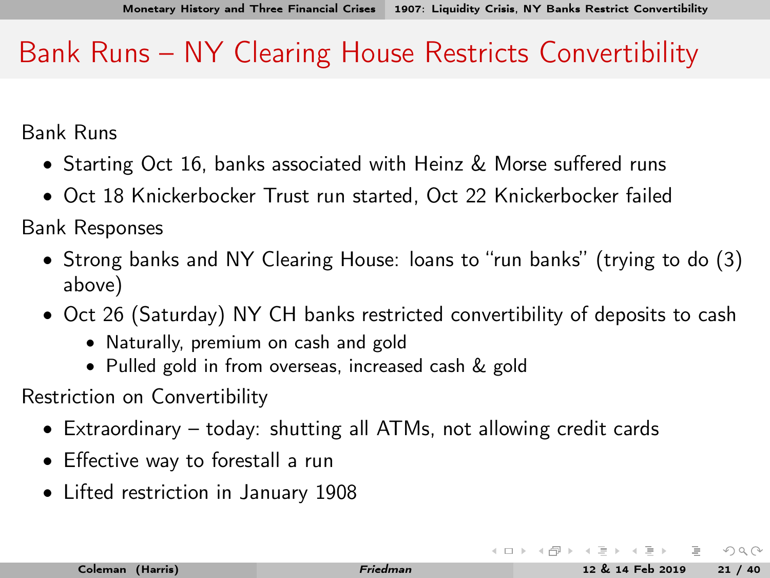# Bank Runs – NY Clearing House Restricts Convertibility

Bank Runs

- Starting Oct 16, banks associated with Heinz & Morse suffered runs
- Oct 18 Knickerbocker Trust run started, Oct 22 Knickerbocker failed

Bank Responses

- Strong banks and NY Clearing House: loans to "run banks" (trying to do (3) above)
- Oct 26 (Saturday) NY CH banks restricted convertibility of deposits to cash
  - Naturally, premium on cash and gold
  - Pulled gold in from overseas, increased cash & gold

Restriction on Convertibility

- Extraordinary – today: shutting all ATMs, not allowing credit cards
- Effective way to forestall a run
- Lifted restriction in January 1908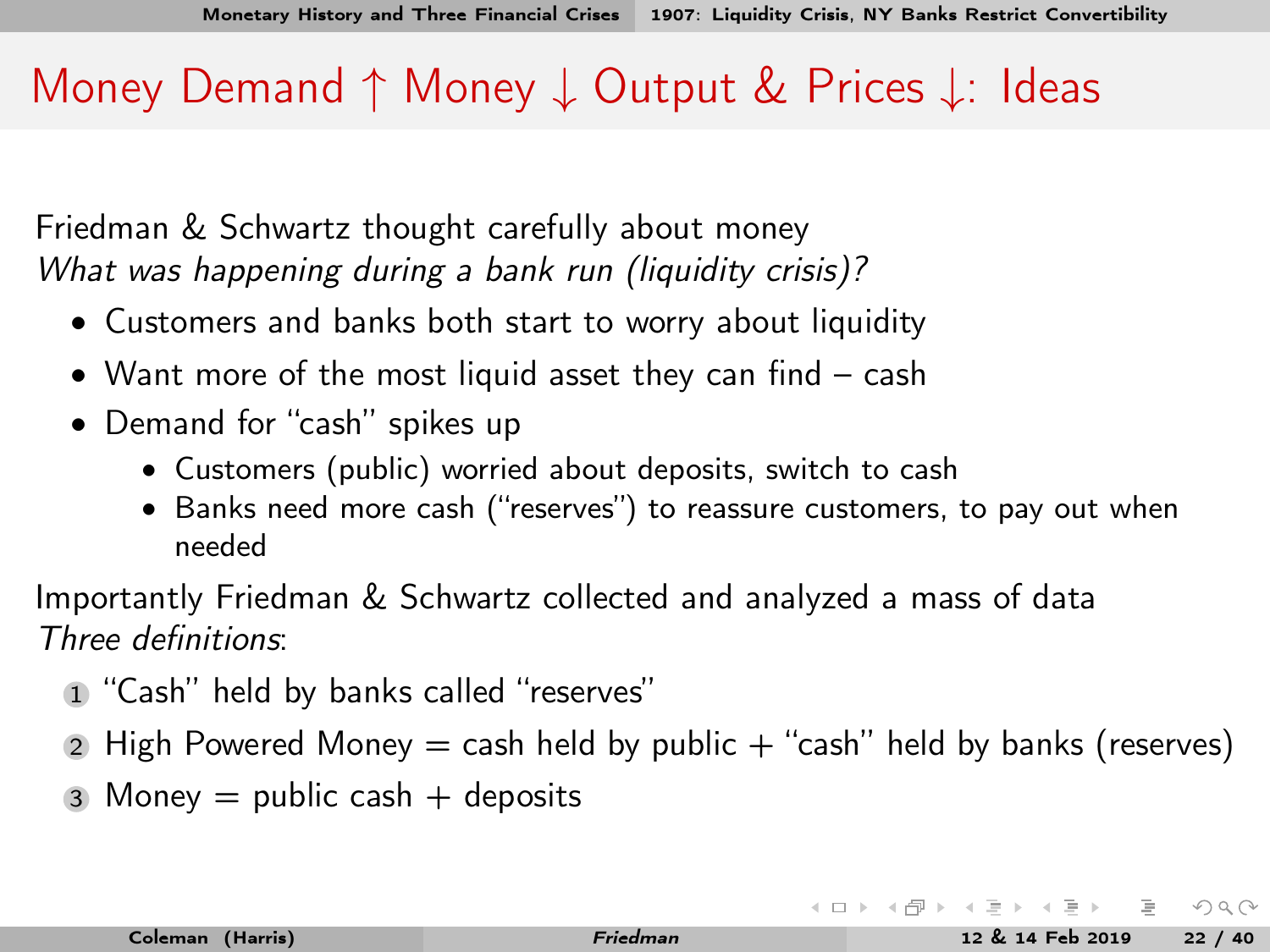# Money Demand ↑ Money ↓ Output & Prices ↓: Ideas

Friedman & Schwartz thought carefully about money

*What was happening during a bank run (liquidity crisis)?*

- Customers and banks both start to worry about liquidity
- Want more of the most liquid asset they can find – cash
- Demand for "cash" spikes up
  - Customers (public) worried about deposits, switch to cash
  - Banks need more cash ("reserves") to reassure customers, to pay out when needed

Importantly Friedman & Schwartz collected and analyzed a mass of data

*Three definitions*:

1. "Cash" held by banks called "reserves"
2. High Powered Money = cash held by public + "cash" held by banks (reserves)
3. Money = public cash + deposits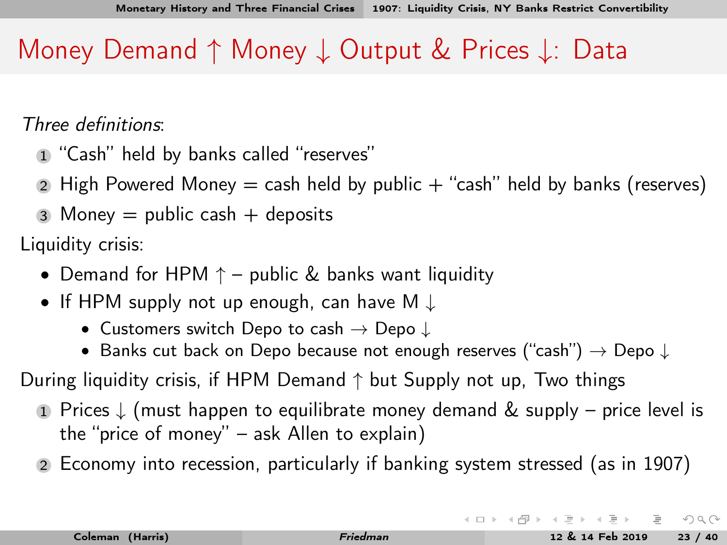# Money Demand ↑ Money ↓ Output & Prices ↓: Data

*Three definitions*:

1. "Cash" held by banks called "reserves"
2. High Powered Money = cash held by public + "cash" held by banks (reserves)
3. Money = public cash + deposits

Liquidity crisis:

- Demand for HPM ↑ – public & banks want liquidity
- If HPM supply not up enough, can have M ↓
  - Customers switch Depo to cash → Depo ↓
  - Banks cut back on Depo because not enough reserves ("cash") → Depo ↓

During liquidity crisis, if HPM Demand ↑ but Supply not up, Two things

1. Prices ↓ (must happen to equilibrate money demand & supply – price level is the "price of money" – ask Allen to explain)
2. Economy into recession, particularly if banking system stressed (as in 1907)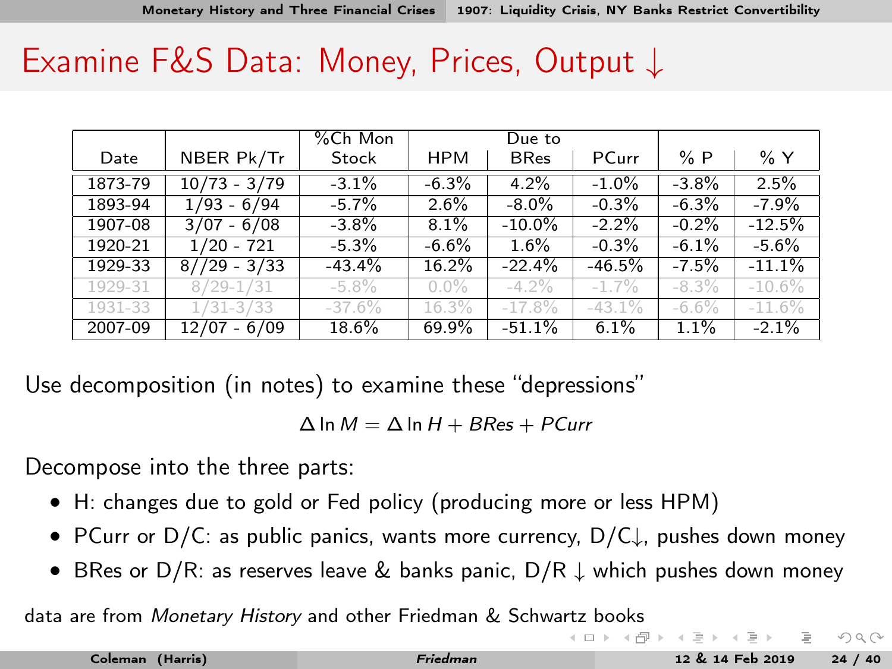# Examine F&S Data: Money, Prices, Output ↓

| Date | NBER Pk/Tr | %Ch Mon Stock | HPM | Due to BRes | PCurr | % P | % Y |
|---|---|---|---|---|---|---|---|
| 1873-79 | 10/73 - 3/79 | -3.1% | -6.3% | 4.2% | -1.0% | -3.8% | 2.5% |
| 1893-94 | 1/93 - 6/94 | -5.7% | 2.6% | -8.0% | -0.3% | -6.3% | -7.9% |
| 1907-08 | 3/07 - 6/08 | -3.8% | 8.1% | -10.0% | -2.2% | -0.2% | -12.5% |
| 1920-21 | 1/20 - 721 | -5.3% | -6.6% | 1.6% | -0.3% | -6.1% | -5.6% |
| 1929-33 | 8//29 - 3/33 | -43.4% | 16.2% | -22.4% | -46.5% | -7.5% | -11.1% |
| 1929-31 | 8/29-1/31 | -5.8% | 0.0% | -4.2% | -1.7% | -8.3% | -10.6% |
| 1931-33 | 1/31-3/33 | -37.6% | 16.3% | -17.8% | -43.1% | -6.6% | -11.6% |
| 2007-09 | 12/07 - 6/09 | 18.6% | 69.9% | -51.1% | 6.1% | 1.1% | -2.1% |

Use decomposition (in notes) to examine these "depressions"

$$\Delta \ln M = \Delta \ln H + BRes + PCurr$$

Decompose into the three parts:

- H: changes due to gold or Fed policy (producing more or less HPM)
- PCurr or D/C: as public panics, wants more currency, D/C↓, pushes down money
- BRes or D/R: as reserves leave & banks panic, D/R ↓ which pushes down money

data are from *Monetary History* and other Friedman & Schwartz books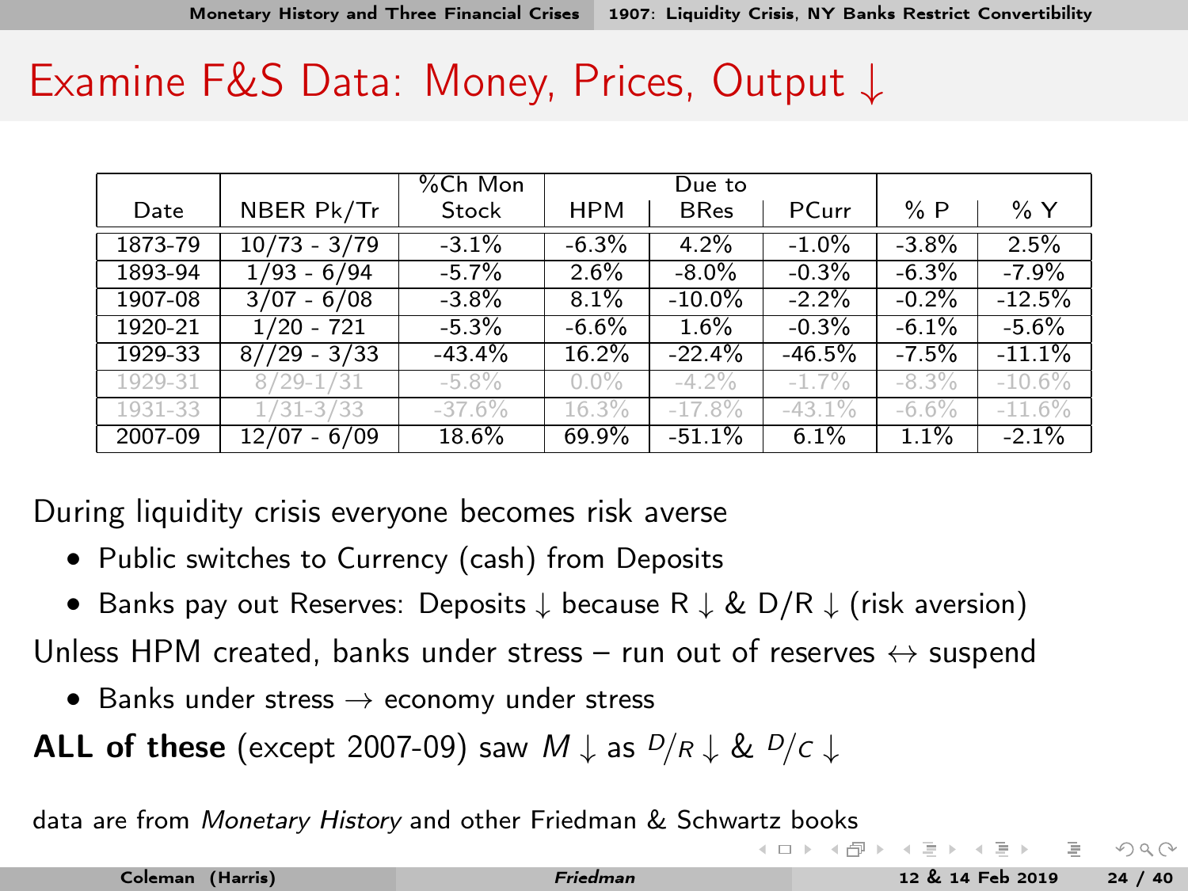# Examine F&S Data: Money, Prices, Output ↓

| Date | NBER Pk/Tr | %Ch Mon Stock | Due to | | | % P | % Y |
|---|---|---|---|---|---|---|---|
| | | | HPM | BRes | PCurr | | |
| 1873-79 | 10/73 - 3/79 | -3.1% | -6.3% | 4.2% | -1.0% | -3.8% | 2.5% |
| 1893-94 | 1/93 - 6/94 | -5.7% | 2.6% | -8.0% | -0.3% | -6.3% | -7.9% |
| 1907-08 | 3/07 - 6/08 | -3.8% | 8.1% | -10.0% | -2.2% | -0.2% | -12.5% |
| 1920-21 | 1/20 - 721 | -5.3% | -6.6% | 1.6% | -0.3% | -6.1% | -5.6% |
| 1929-33 | 8//29 - 3/33 | -43.4% | 16.2% | -22.4% | -46.5% | -7.5% | -11.1% |
| 1929-31 | 8/29-1/31 | -5.8% | 0.0% | -4.2% | -1.7% | -8.3% | -10.6% |
| 1931-33 | 1/31-3/33 | -37.6% | 16.3% | -17.8% | -43.1% | -6.6% | -11.6% |
| 2007-09 | 12/07 - 6/09 | 18.6% | 69.9% | -51.1% | 6.1% | 1.1% | -2.1% |

During liquidity crisis everyone becomes risk averse

- Public switches to Currency (cash) from Deposits
- Banks pay out Reserves: Deposits ↓ because R ↓ & D/R ↓ (risk aversion)

Unless HPM created, banks under stress – run out of reserves ↔ suspend

- Banks under stress → economy under stress

**ALL of these** (except 2007-09) saw $M \downarrow$ as ${}^{D}/_{R} \downarrow$ & ${}^{D}/_{C} \downarrow$

data are from *Monetary History* and other Friedman & Schwartz books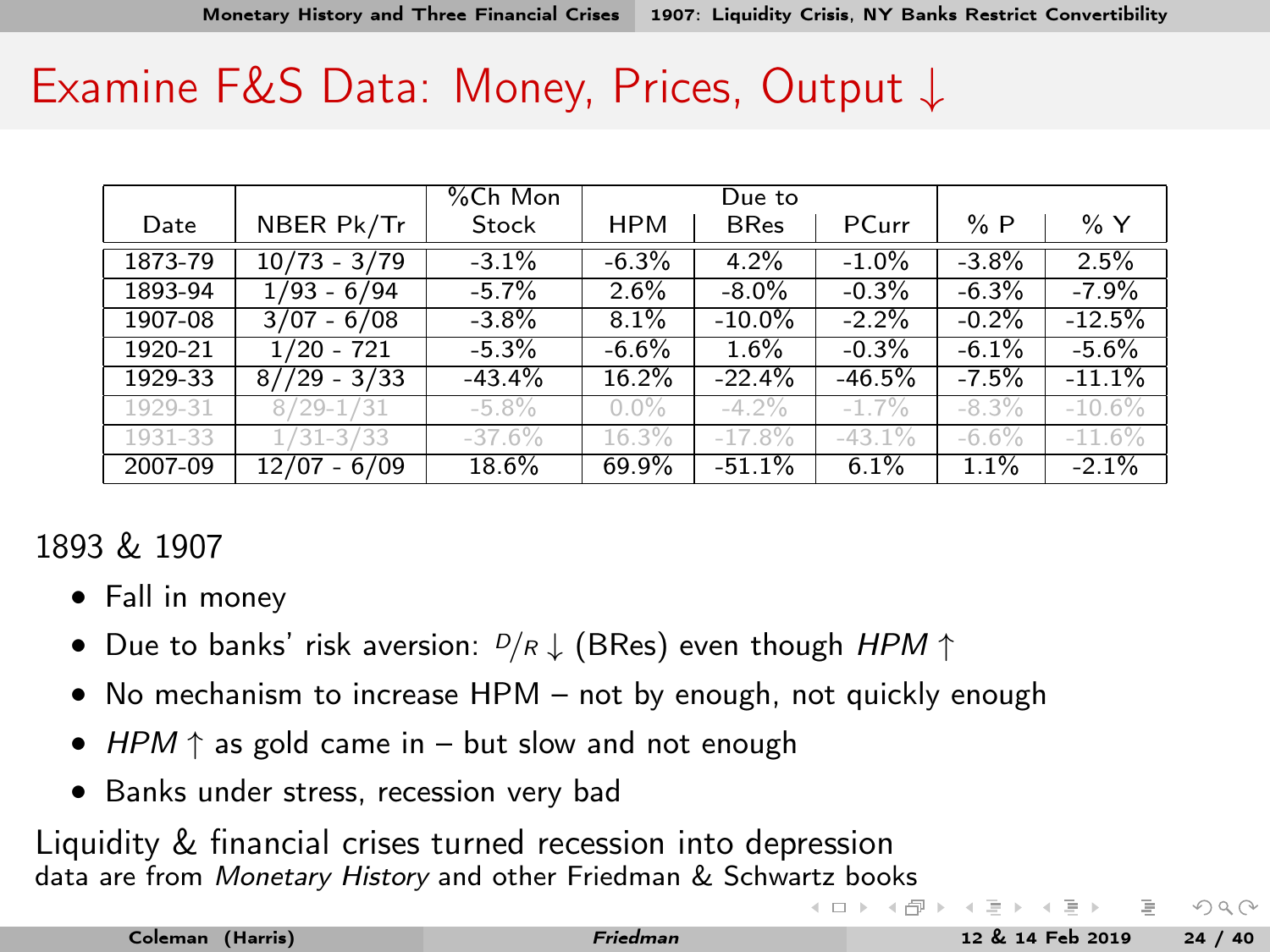# Examine F&S Data: Money, Prices, Output ↓

| Date | NBER Pk/Tr | %Ch Mon Stock | Due to | | | % P | % Y |
|---|---|---|---|---|---|---|---|
| | | | HPM | BRes | PCurr | | |
| 1873-79 | 10/73 - 3/79 | -3.1% | -6.3% | 4.2% | -1.0% | -3.8% | 2.5% |
| 1893-94 | 1/93 - 6/94 | -5.7% | 2.6% | -8.0% | -0.3% | -6.3% | -7.9% |
| 1907-08 | 3/07 - 6/08 | -3.8% | 8.1% | -10.0% | -2.2% | -0.2% | -12.5% |
| 1920-21 | 1/20 - 721 | -5.3% | -6.6% | 1.6% | -0.3% | -6.1% | -5.6% |
| 1929-33 | 8//29 - 3/33 | -43.4% | 16.2% | -22.4% | -46.5% | -7.5% | -11.1% |
| 1929-31 | 8/29-1/31 | -5.8% | 0.0% | -4.2% | -1.7% | -8.3% | -10.6% |
| 1931-33 | 1/31-3/33 | -37.6% | 16.3% | -17.8% | -43.1% | -6.6% | -11.6% |
| 2007-09 | 12/07 - 6/09 | 18.6% | 69.9% | -51.1% | 6.1% | 1.1% | -2.1% |

1893 & 1907

- Fall in money
- Due to banks' risk aversion: $D/R \downarrow$ (BRes) even though $HPM \uparrow$
- No mechanism to increase HPM – not by enough, not quickly enough
- $HPM \uparrow$ as gold came in – but slow and not enough
- Banks under stress, recession very bad

Liquidity & financial crises turned recession into depression

data are from *Monetary History* and other Friedman & Schwartz books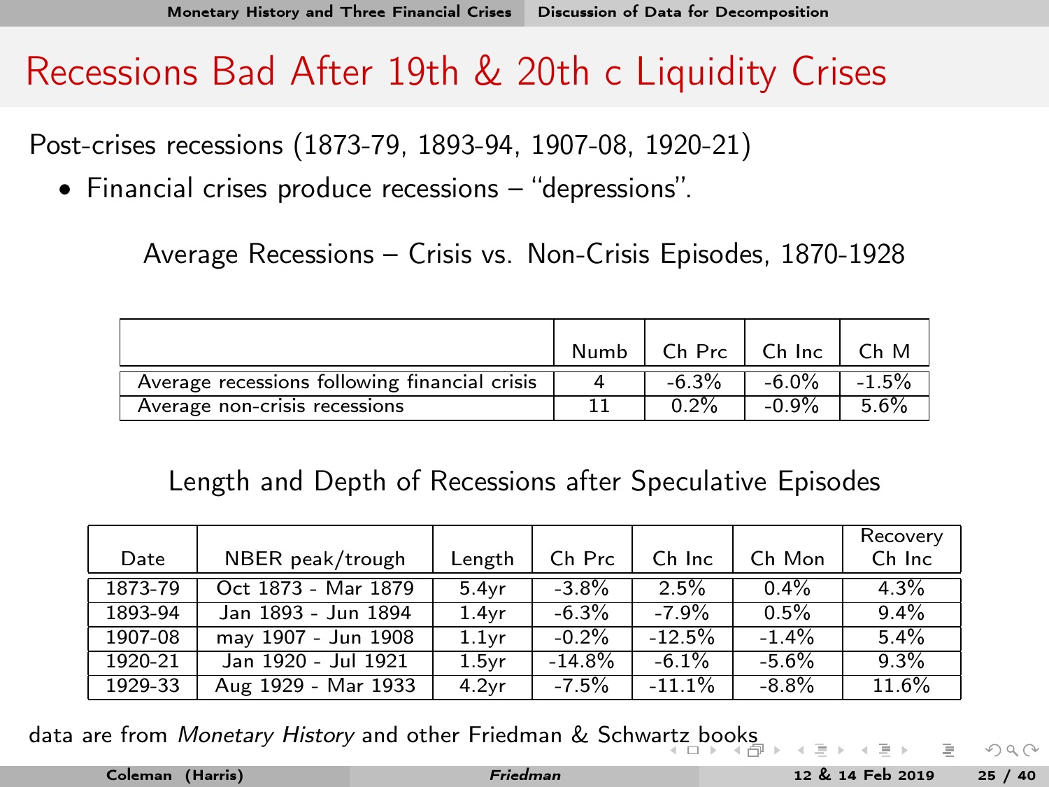# Recessions Bad After 19th & 20th c Liquidity Crises

Post-crises recessions (1873-79, 1893-94, 1907-08, 1920-21)

- Financial crises produce recessions – "depressions".

Average Recessions – Crisis vs. Non-Crisis Episodes, 1870-1928

| | Numb | Ch Prc | Ch Inc | Ch M |
|---|---|---|---|---|
| Average recessions following financial crisis | 4 | -6.3% | -6.0% | -1.5% |
| Average non-crisis recessions | 11 | 0.2% | -0.9% | 5.6% |

Length and Depth of Recessions after Speculative Episodes

| Date | NBER peak/trough | Length | Ch Prc | Ch Inc | Ch Mon | Recovery Ch Inc |
|---|---|---|---|---|---|---|
| 1873-79 | Oct 1873 - Mar 1879 | 5.4yr | -3.8% | 2.5% | 0.4% | 4.3% |
| 1893-94 | Jan 1893 - Jun 1894 | 1.4yr | -6.3% | -7.9% | 0.5% | 9.4% |
| 1907-08 | may 1907 - Jun 1908 | 1.1yr | -0.2% | -12.5% | -1.4% | 5.4% |
| 1920-21 | Jan 1920 - Jul 1921 | 1.5yr | -14.8% | -6.1% | -5.6% | 9.3% |
| 1929-33 | Aug 1929 - Mar 1933 | 4.2yr | -7.5% | -11.1% | -8.8% | 11.6% |

data are from *Monetary History* and other Friedman & Schwartz books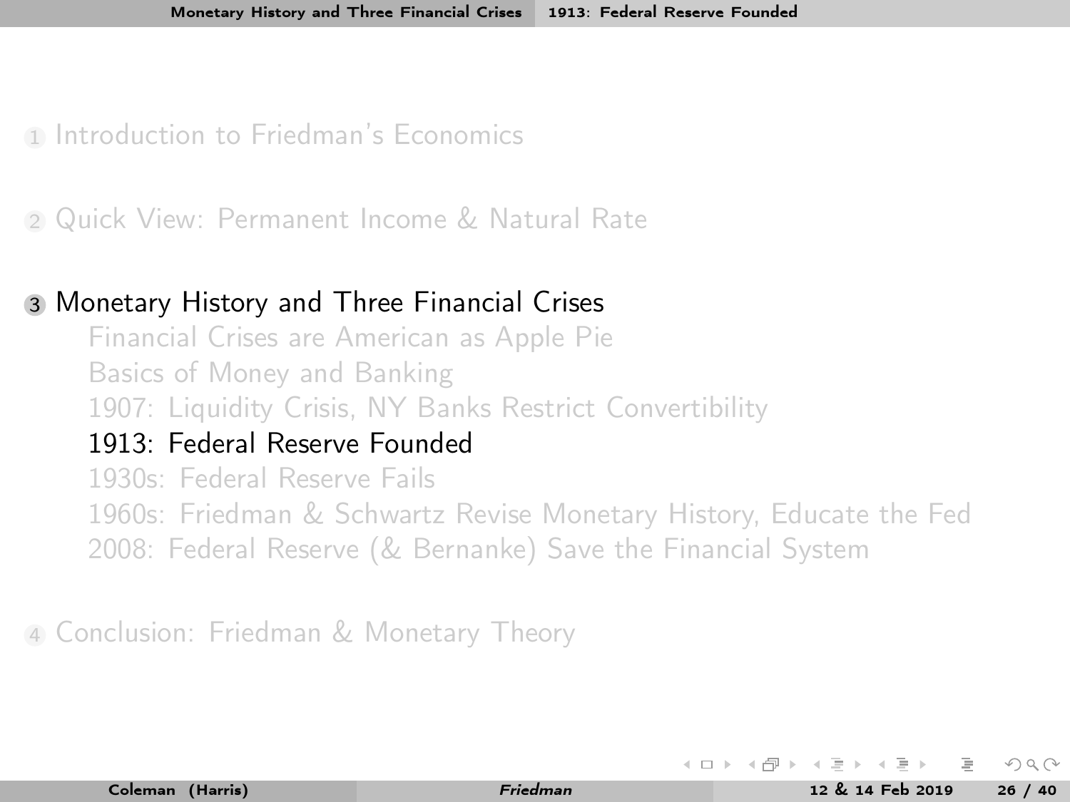1. Introduction to Friedman's Economics

2. Quick View: Permanent Income & Natural Rate

3. Monetary History and Three Financial Crises
   - Financial Crises are American as Apple Pie
   - Basics of Money and Banking
   - 1907: Liquidity Crisis, NY Banks Restrict Convertibility
   - **1913: Federal Reserve Founded**
   - 1930s: Federal Reserve Fails
   - 1960s: Friedman & Schwartz Revise Monetary History, Educate the Fed
   - 2008: Federal Reserve (& Bernanke) Save the Financial System

4. Conclusion: Friedman & Monetary Theory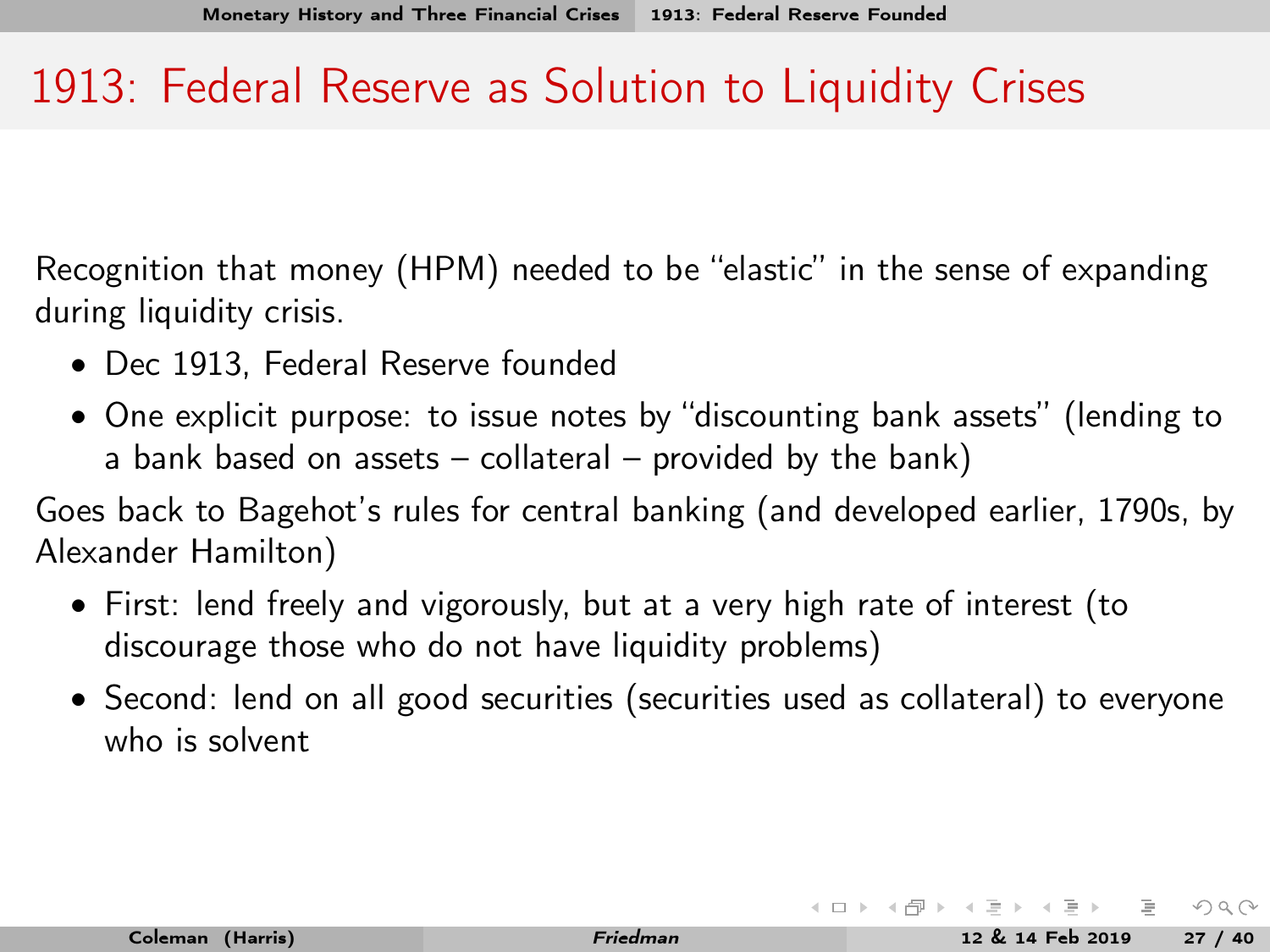# 1913: Federal Reserve as Solution to Liquidity Crises

Recognition that money (HPM) needed to be "elastic" in the sense of expanding during liquidity crisis.

- Dec 1913, Federal Reserve founded
- One explicit purpose: to issue notes by "discounting bank assets" (lending to a bank based on assets – collateral – provided by the bank)

Goes back to Bagehot's rules for central banking (and developed earlier, 1790s, by Alexander Hamilton)

- First: lend freely and vigorously, but at a very high rate of interest (to discourage those who do not have liquidity problems)
- Second: lend on all good securities (securities used as collateral) to everyone who is solvent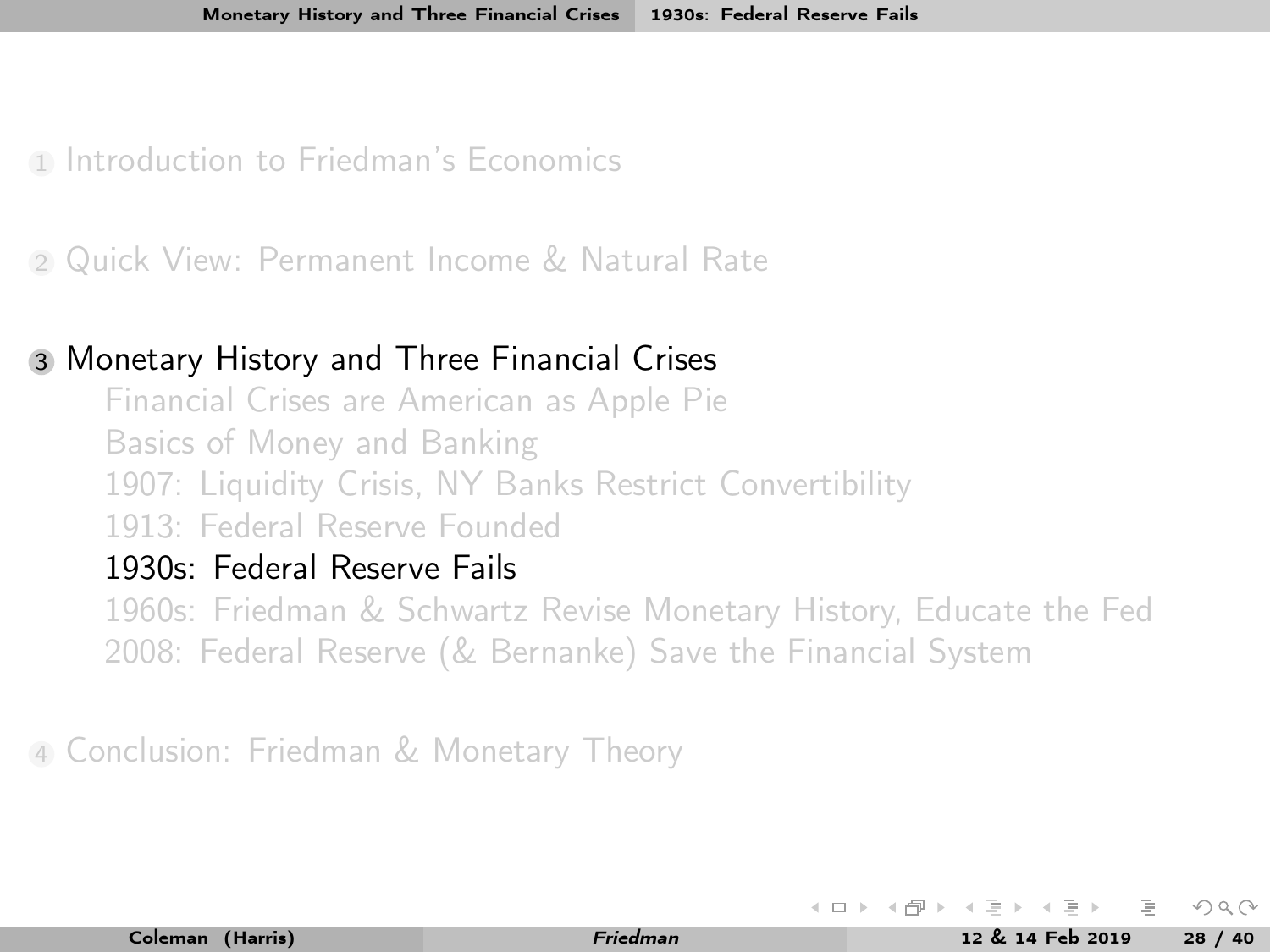1 Introduction to Friedman's Economics

2 Quick View: Permanent Income & Natural Rate

3 Monetary History and Three Financial Crises
   - Financial Crises are American as Apple Pie
   - Basics of Money and Banking
   - 1907: Liquidity Crisis, NY Banks Restrict Convertibility
   - 1913: Federal Reserve Founded
   - **1930s: Federal Reserve Fails**
   - 1960s: Friedman & Schwartz Revise Monetary History, Educate the Fed
   - 2008: Federal Reserve (& Bernanke) Save the Financial System

4 Conclusion: Friedman & Monetary Theory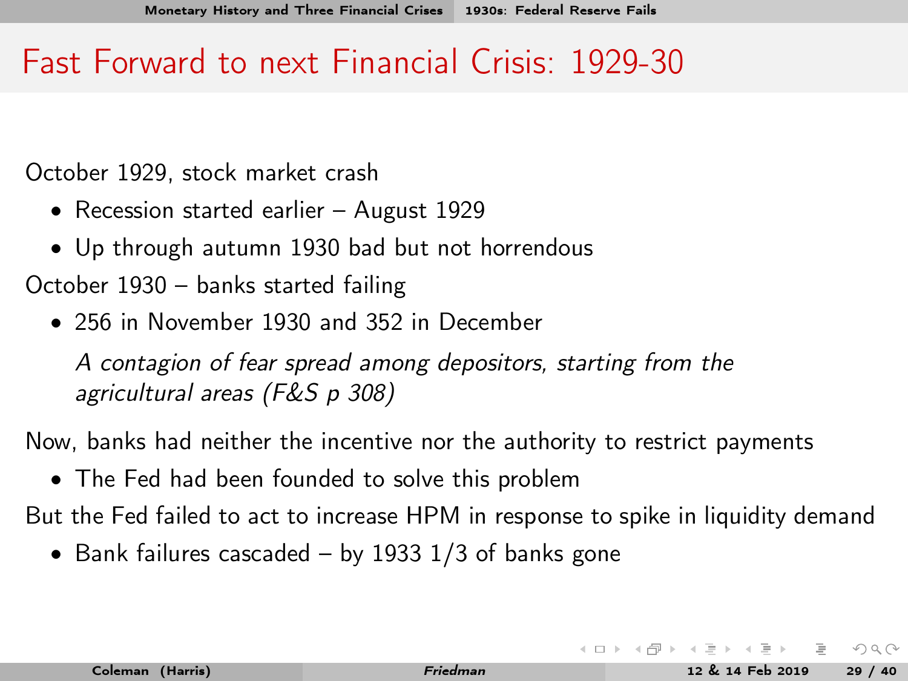# Fast Forward to next Financial Crisis: 1929-30

October 1929, stock market crash

- Recession started earlier – August 1929
- Up through autumn 1930 bad but not horrendous

October 1930 – banks started failing

- 256 in November 1930 and 352 in December

  *A contagion of fear spread among depositors, starting from the agricultural areas (F&S p 308)*

Now, banks had neither the incentive nor the authority to restrict payments

- The Fed had been founded to solve this problem

But the Fed failed to act to increase HPM in response to spike in liquidity demand

- Bank failures cascaded – by 1933 1/3 of banks gone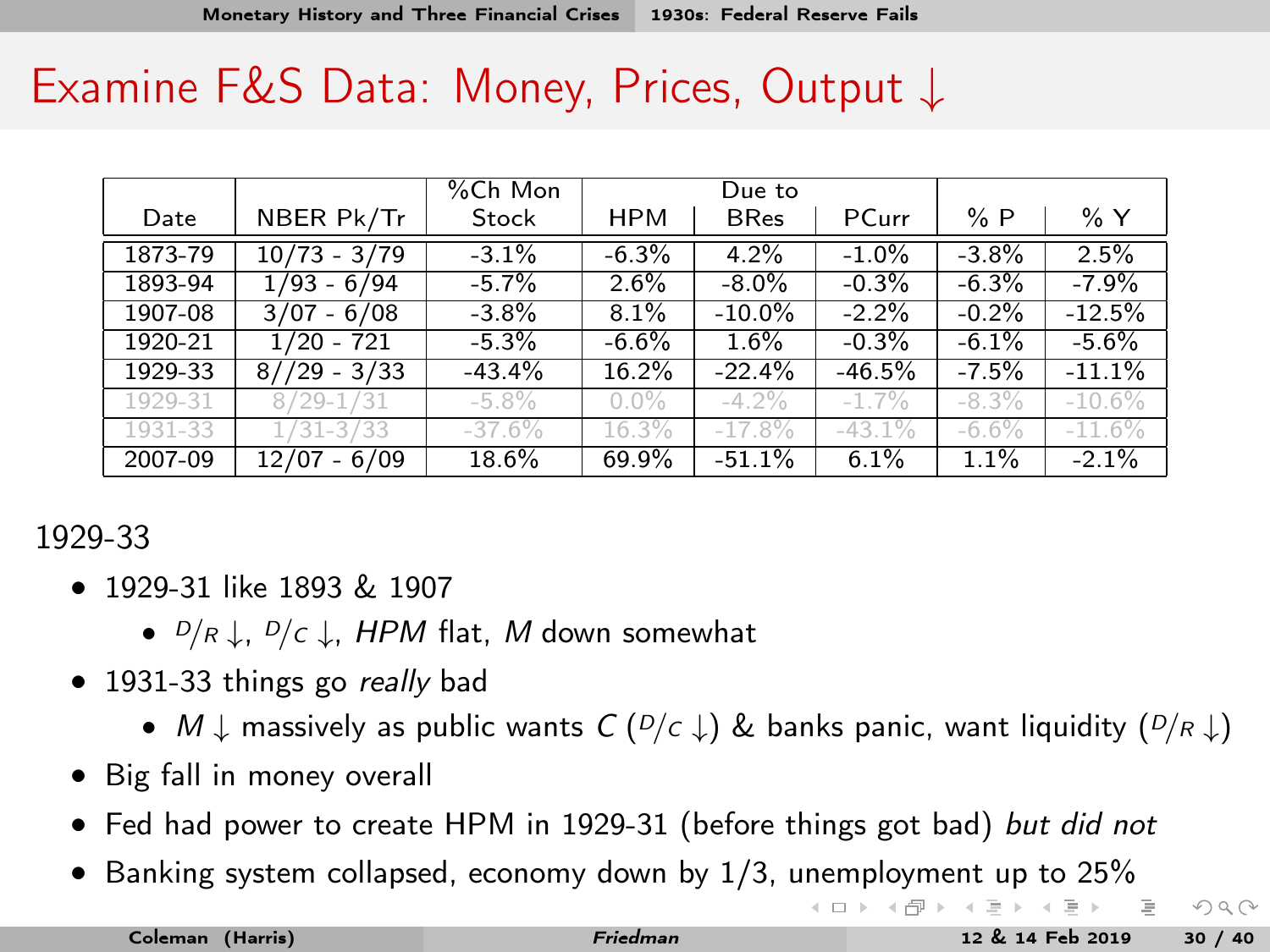# Examine F&S Data: Money, Prices, Output ↓

| Date | NBER Pk/Tr | %Ch Mon Stock | Due to HPM | Due to BRes | Due to PCurr | % P | % Y |
|---|---|---|---|---|---|---|---|
| 1873-79 | 10/73 - 3/79 | -3.1% | -6.3% | 4.2% | -1.0% | -3.8% | 2.5% |
| 1893-94 | 1/93 - 6/94 | -5.7% | 2.6% | -8.0% | -0.3% | -6.3% | -7.9% |
| 1907-08 | 3/07 - 6/08 | -3.8% | 8.1% | -10.0% | -2.2% | -0.2% | -12.5% |
| 1920-21 | 1/20 - 721 | -5.3% | -6.6% | 1.6% | -0.3% | -6.1% | -5.6% |
| 1929-33 | 8//29 - 3/33 | -43.4% | 16.2% | -22.4% | -46.5% | -7.5% | -11.1% |
| 1929-31 | 8/29-1/31 | -5.8% | 0.0% | -4.2% | -1.7% | -8.3% | -10.6% |
| 1931-33 | 1/31-3/33 | -37.6% | 16.3% | -17.8% | -43.1% | -6.6% | -11.6% |
| 2007-09 | 12/07 - 6/09 | 18.6% | 69.9% | -51.1% | 6.1% | 1.1% | -2.1% |

1929-33

- 1929-31 like 1893 & 1907
  - $D/R \downarrow$, $D/C \downarrow$, *HPM* flat, *M* down somewhat
- 1931-33 things go *really* bad
  - $M \downarrow$ massively as public wants $C$ ($D/C \downarrow$) & banks panic, want liquidity ($D/R \downarrow$)
- Big fall in money overall
- Fed had power to create HPM in 1929-31 (before things got bad) *but did not*
- Banking system collapsed, economy down by 1/3, unemployment up to 25%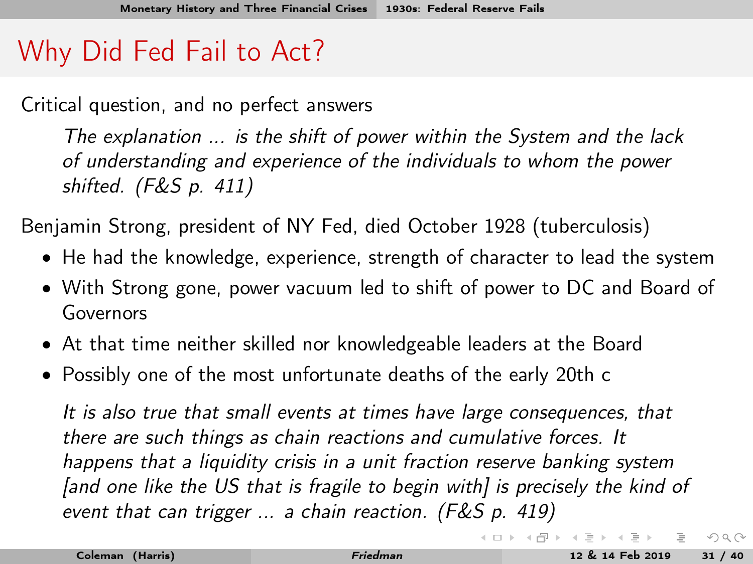# Why Did Fed Fail to Act?

Critical question, and no perfect answers

> *The explanation ... is the shift of power within the System and the lack of understanding and experience of the individuals to whom the power shifted. (F&S p. 411)*

Benjamin Strong, president of NY Fed, died October 1928 (tuberculosis)

- He had the knowledge, experience, strength of character to lead the system
- With Strong gone, power vacuum led to shift of power to DC and Board of Governors
- At that time neither skilled nor knowledgeable leaders at the Board
- Possibly one of the most unfortunate deaths of the early 20th c

> *It is also true that small events at times have large consequences, that there are such things as chain reactions and cumulative forces. It happens that a liquidity crisis in a unit fraction reserve banking system [and one like the US that is fragile to begin with] is precisely the kind of event that can trigger ... a chain reaction. (F&S p. 419)*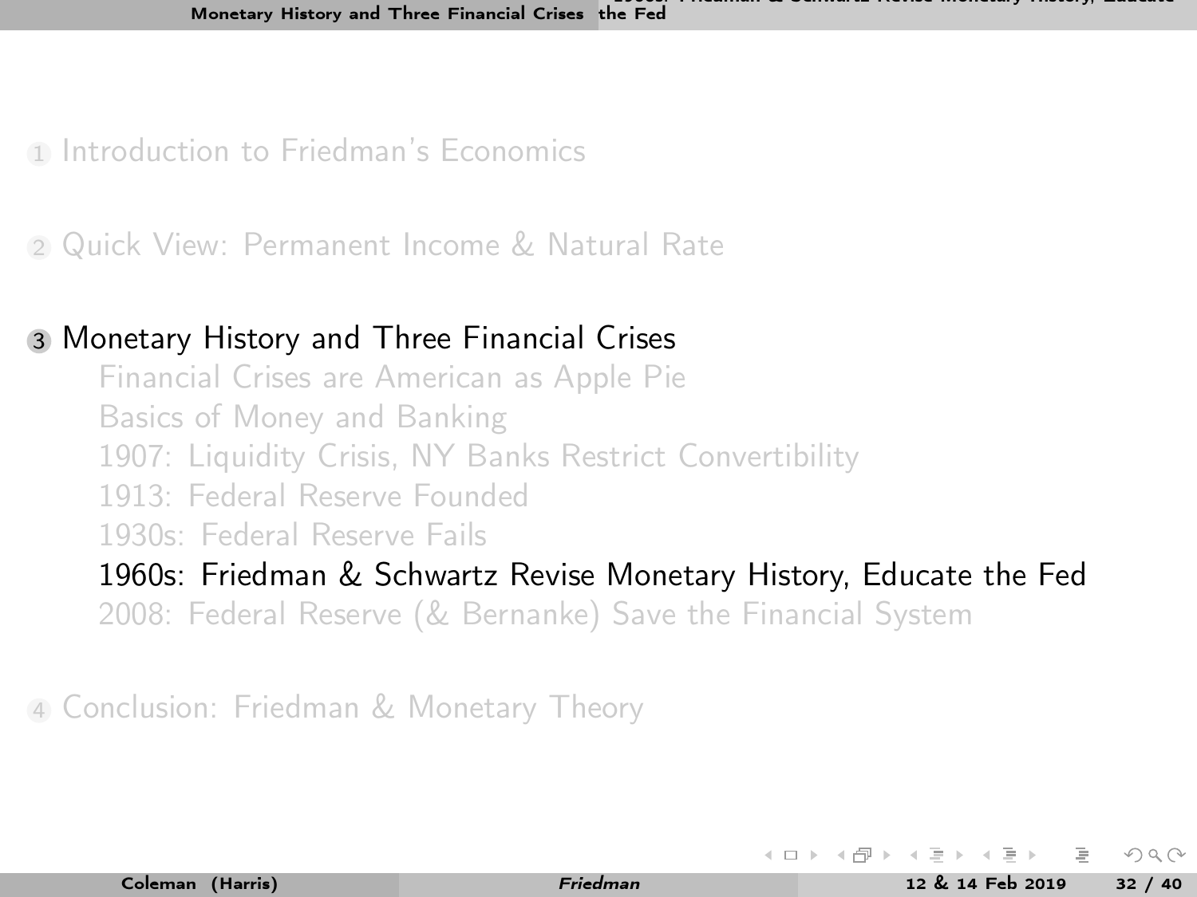1 Introduction to Friedman's Economics

2 Quick View: Permanent Income & Natural Rate

3 Monetary History and Three Financial Crises
   - Financial Crises are American as Apple Pie
   - Basics of Money and Banking
   - 1907: Liquidity Crisis, NY Banks Restrict Convertibility
   - 1913: Federal Reserve Founded
   - 1930s: Federal Reserve Fails
   - 1960s: Friedman & Schwartz Revise Monetary History, Educate the Fed
   - 2008: Federal Reserve (& Bernanke) Save the Financial System

4 Conclusion: Friedman & Monetary Theory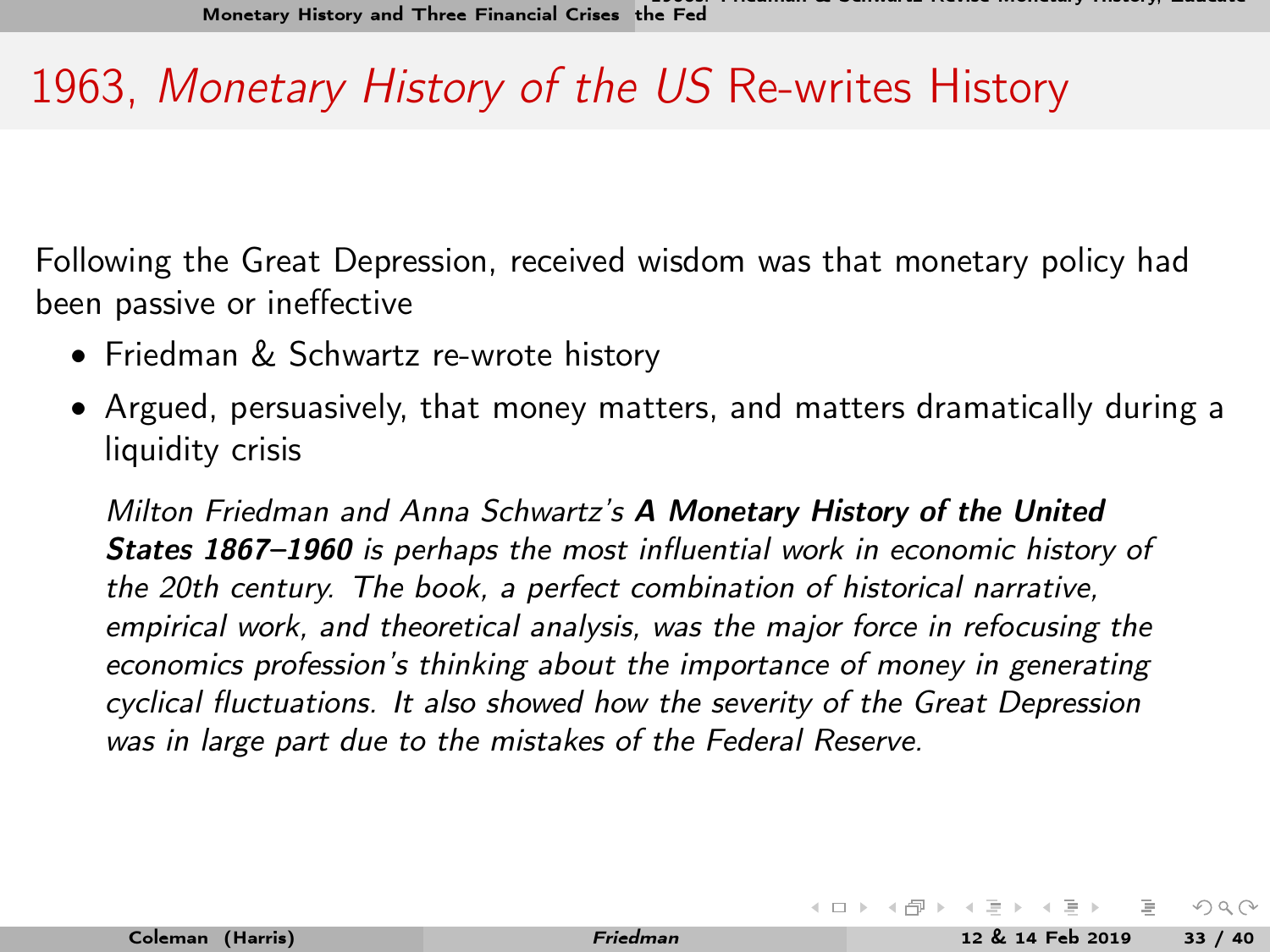# 1963, *Monetary History of the US* Re-writes History

Following the Great Depression, received wisdom was that monetary policy had been passive or ineffective

- Friedman & Schwartz re-wrote history
- Argued, persuasively, that money matters, and matters dramatically during a liquidity crisis

> *Milton Friedman and Anna Schwartz's* ***A Monetary History of the United States 1867–1960*** *is perhaps the most influential work in economic history of the 20th century. The book, a perfect combination of historical narrative, empirical work, and theoretical analysis, was the major force in refocusing the economics profession's thinking about the importance of money in generating cyclical fluctuations. It also showed how the severity of the Great Depression was in large part due to the mistakes of the Federal Reserve.*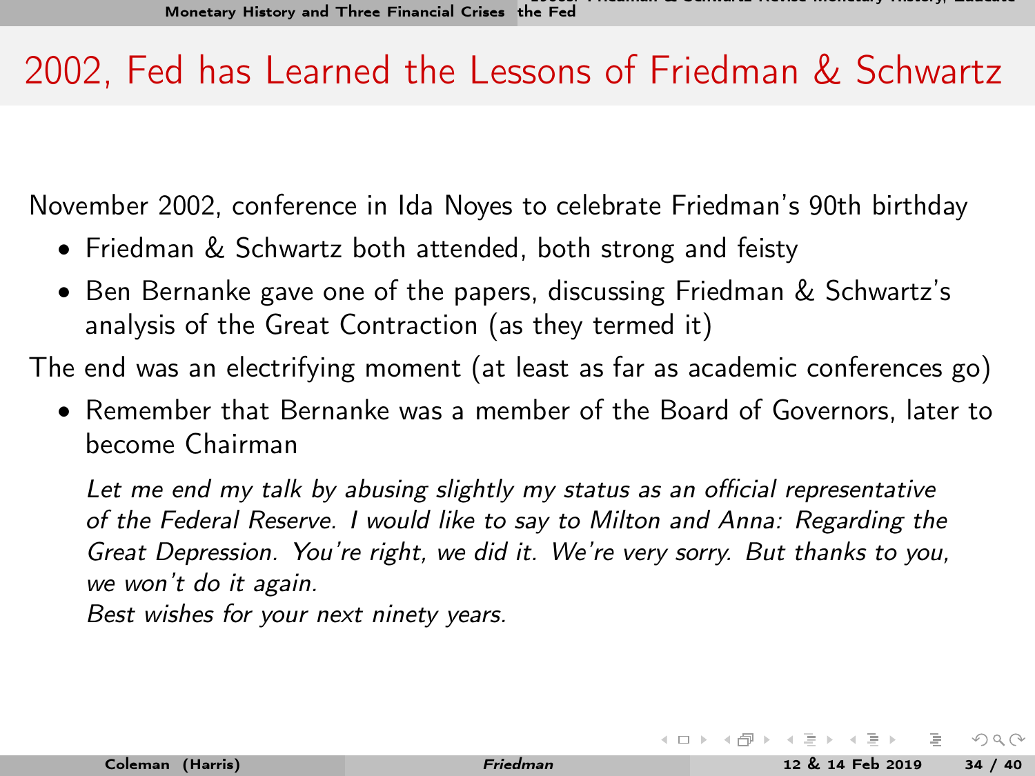# 2002, Fed has Learned the Lessons of Friedman & Schwartz

November 2002, conference in Ida Noyes to celebrate Friedman's 90th birthday

- Friedman & Schwartz both attended, both strong and feisty
- Ben Bernanke gave one of the papers, discussing Friedman & Schwartz's analysis of the Great Contraction (as they termed it)

The end was an electrifying moment (at least as far as academic conferences go)

- Remember that Bernanke was a member of the Board of Governors, later to become Chairman

> *Let me end my talk by abusing slightly my status as an official representative of the Federal Reserve. I would like to say to Milton and Anna: Regarding the Great Depression. You're right, we did it. We're very sorry. But thanks to you, we won't do it again.*
>
> *Best wishes for your next ninety years.*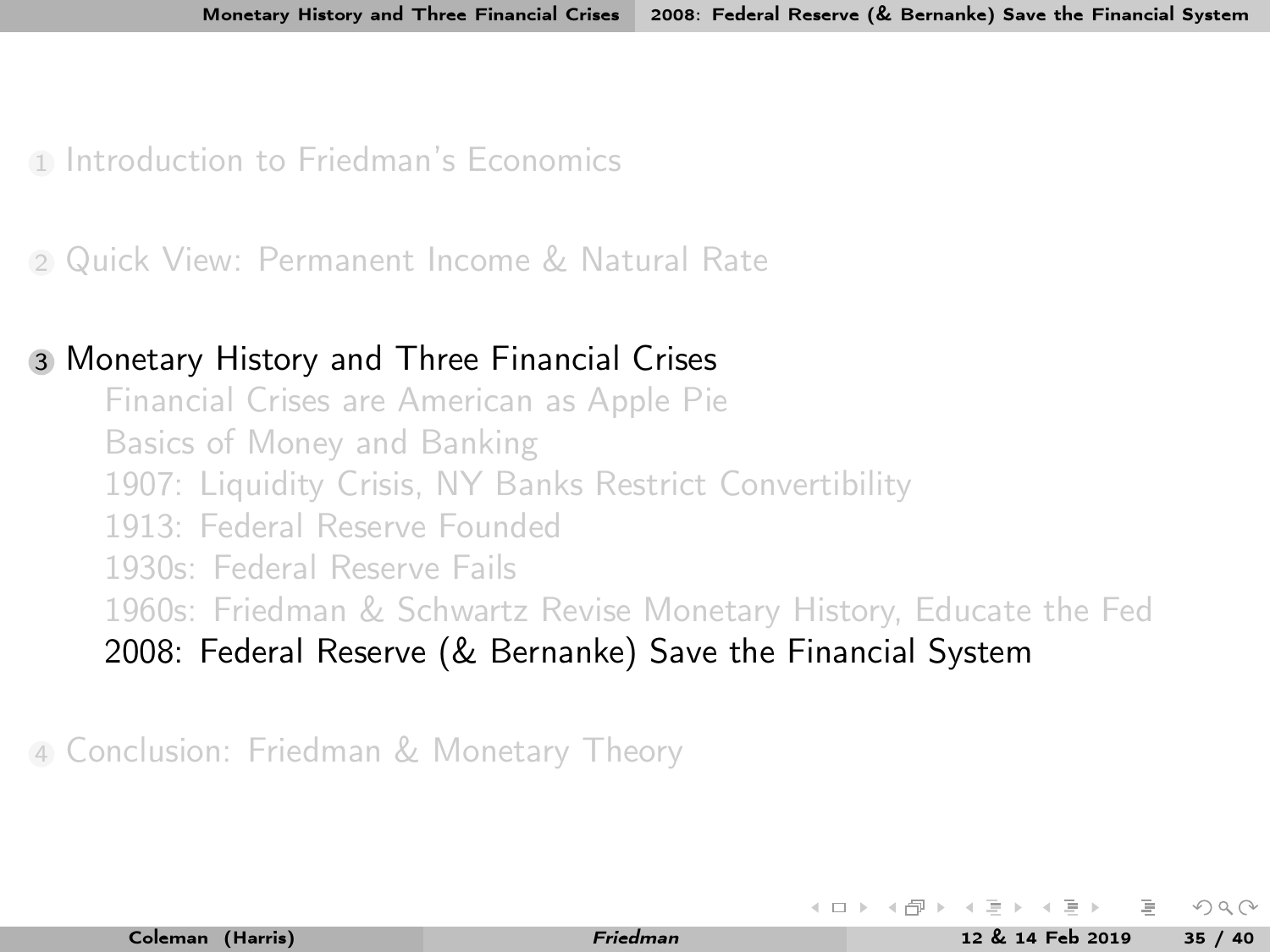1. Introduction to Friedman's Economics

2. Quick View: Permanent Income & Natural Rate

3. Monetary History and Three Financial Crises
   - Financial Crises are American as Apple Pie
   - Basics of Money and Banking
   - 1907: Liquidity Crisis, NY Banks Restrict Convertibility
   - 1913: Federal Reserve Founded
   - 1930s: Federal Reserve Fails
   - 1960s: Friedman & Schwartz Revise Monetary History, Educate the Fed
   - 2008: Federal Reserve (& Bernanke) Save the Financial System

4. Conclusion: Friedman & Monetary Theory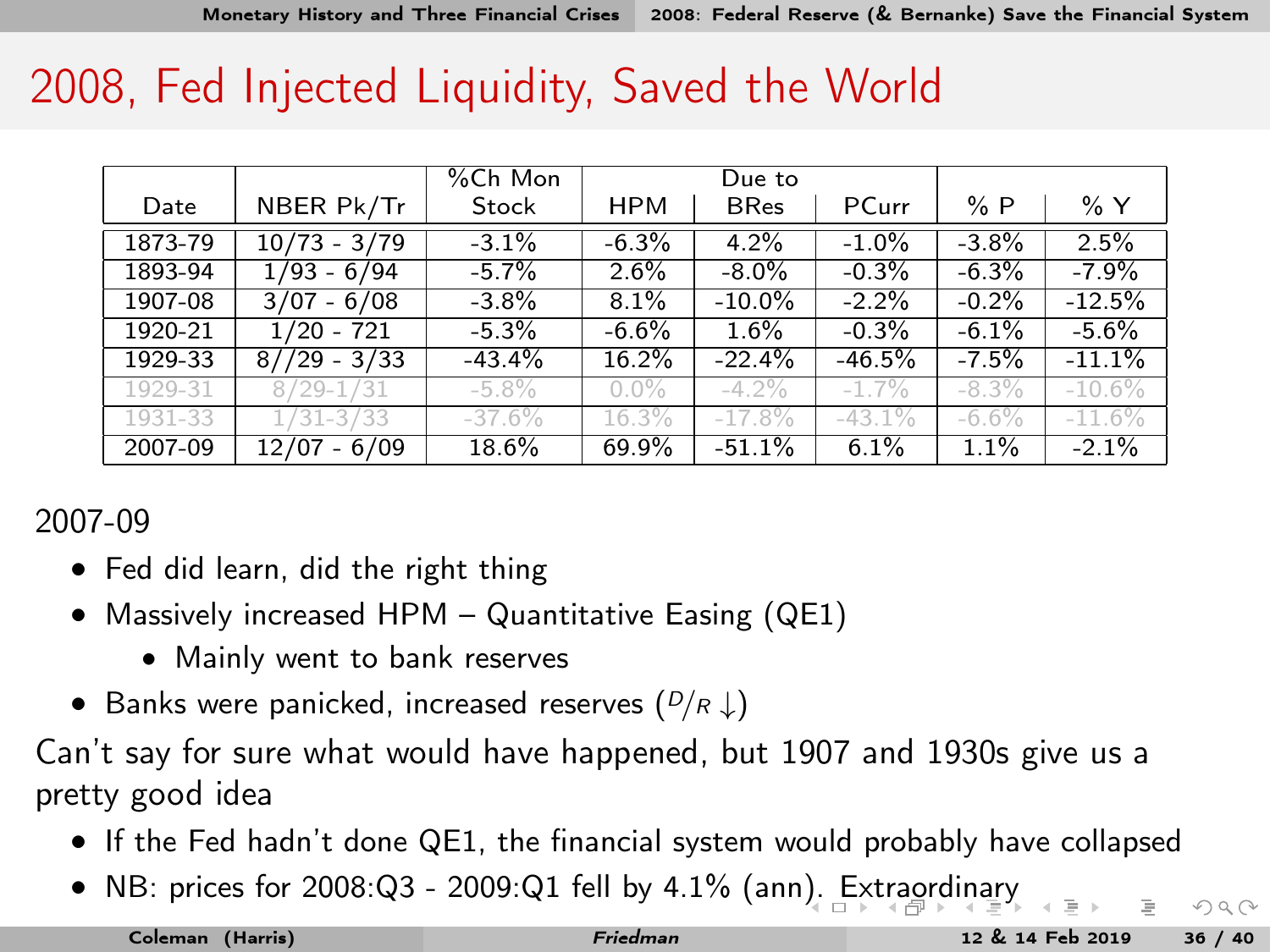# 2008, Fed Injected Liquidity, Saved the World

| Date | NBER Pk/Tr | %Ch Mon Stock | Due to HPM | Due to BRes | Due to PCurr | % P | % Y |
|---|---|---|---|---|---|---|---|
| 1873-79 | 10/73 - 3/79 | -3.1% | -6.3% | 4.2% | -1.0% | -3.8% | 2.5% |
| 1893-94 | 1/93 - 6/94 | -5.7% | 2.6% | -8.0% | -0.3% | -6.3% | -7.9% |
| 1907-08 | 3/07 - 6/08 | -3.8% | 8.1% | -10.0% | -2.2% | -0.2% | -12.5% |
| 1920-21 | 1/20 - 721 | -5.3% | -6.6% | 1.6% | -0.3% | -6.1% | -5.6% |
| 1929-33 | 8//29 - 3/33 | -43.4% | 16.2% | -22.4% | -46.5% | -7.5% | -11.1% |
| 1929-31 | 8/29-1/31 | -5.8% | 0.0% | -4.2% | -1.7% | -8.3% | -10.6% |
| 1931-33 | 1/31-3/33 | -37.6% | 16.3% | -17.8% | -43.1% | -6.6% | -11.6% |
| 2007-09 | 12/07 - 6/09 | 18.6% | 69.9% | -51.1% | 6.1% | 1.1% | -2.1% |

2007-09

- Fed did learn, did the right thing
- Massively increased HPM – Quantitative Easing (QE1)
  - Mainly went to bank reserves
- Banks were panicked, increased reserves ($D/R \downarrow$)

Can't say for sure what would have happened, but 1907 and 1930s give us a pretty good idea

- If the Fed hadn't done QE1, the financial system would probably have collapsed
- NB: prices for 2008:Q3 - 2009:Q1 fell by 4.1% (ann). Extraordinary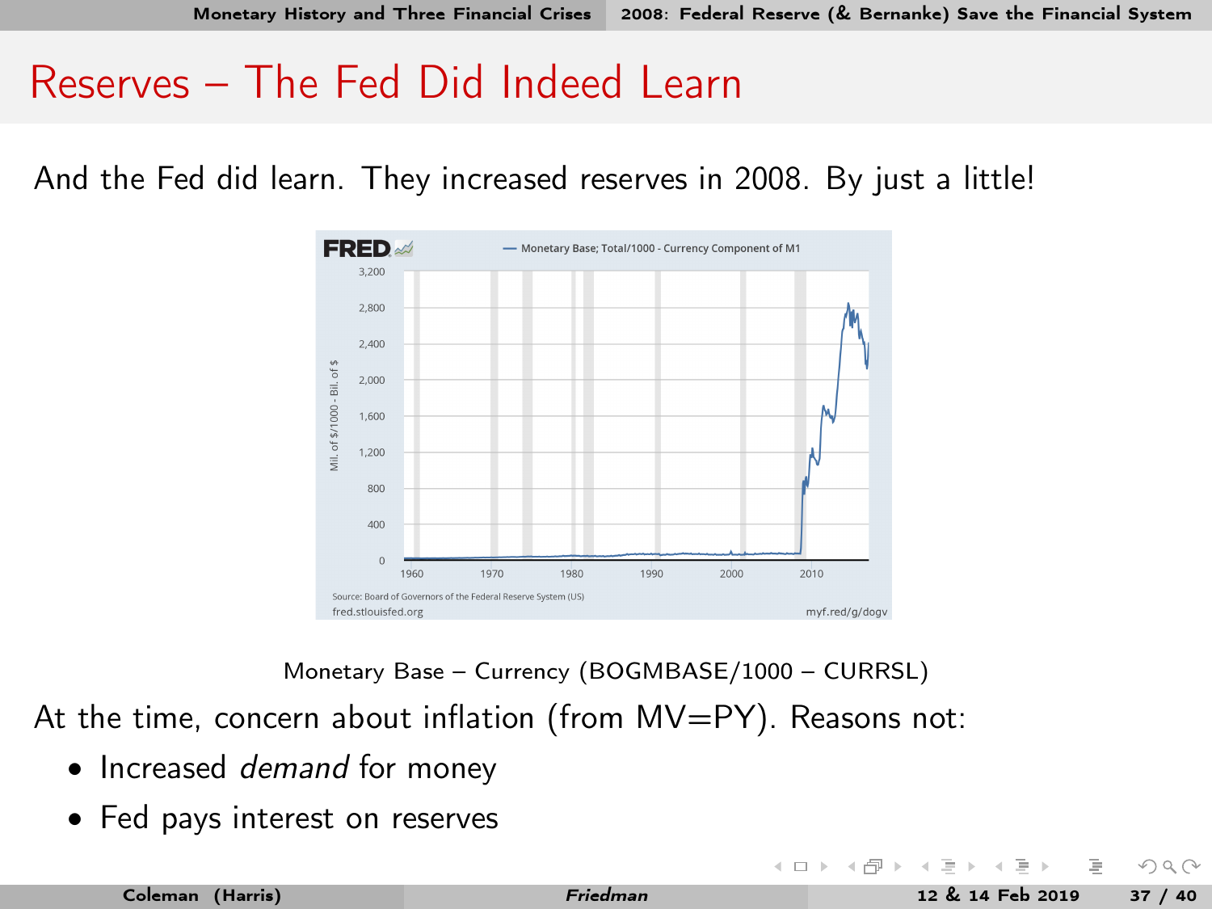# Reserves – The Fed Did Indeed Learn

And the Fed did learn. They increased reserves in 2008. By just a little!

Monetary Base – Currency (BOGMBASE/1000 – CURRSL)

At the time, concern about inflation (from MV=PY). Reasons not:

- Increased *demand* for money
- Fed pays interest on reserves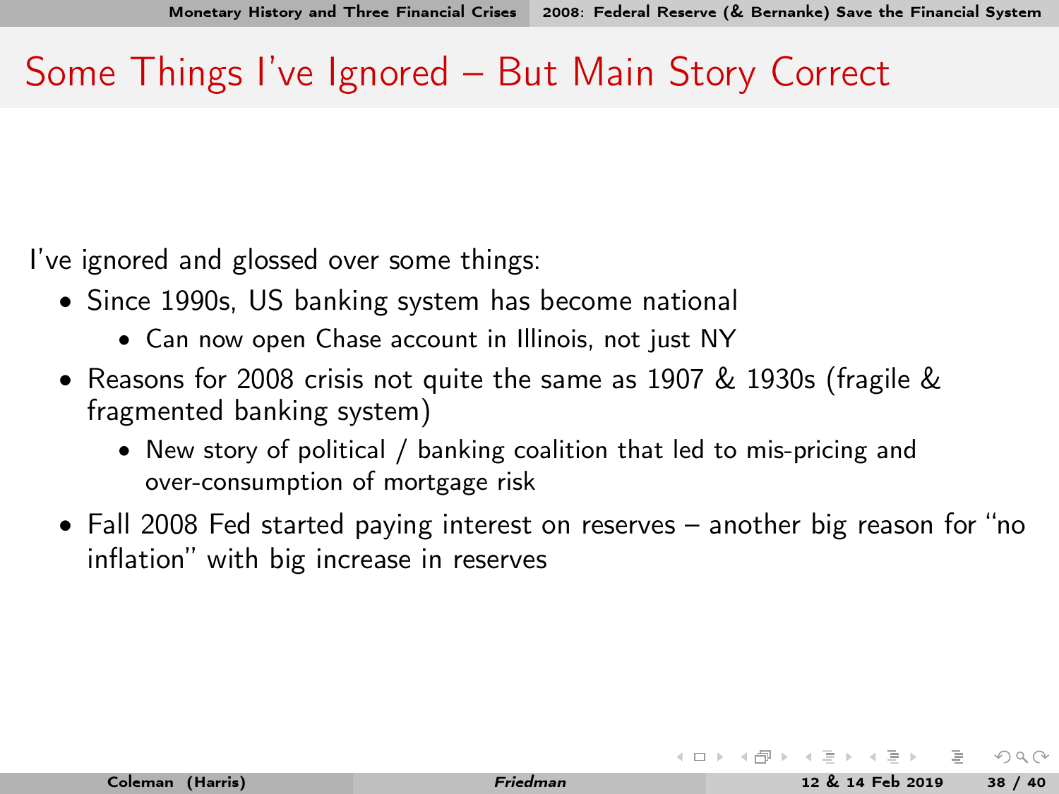# Some Things I've Ignored – But Main Story Correct

I've ignored and glossed over some things:

- Since 1990s, US banking system has become national
  - Can now open Chase account in Illinois, not just NY
- Reasons for 2008 crisis not quite the same as 1907 & 1930s (fragile & fragmented banking system)
  - New story of political / banking coalition that led to mis-pricing and over-consumption of mortgage risk
- Fall 2008 Fed started paying interest on reserves – another big reason for "no inflation" with big increase in reserves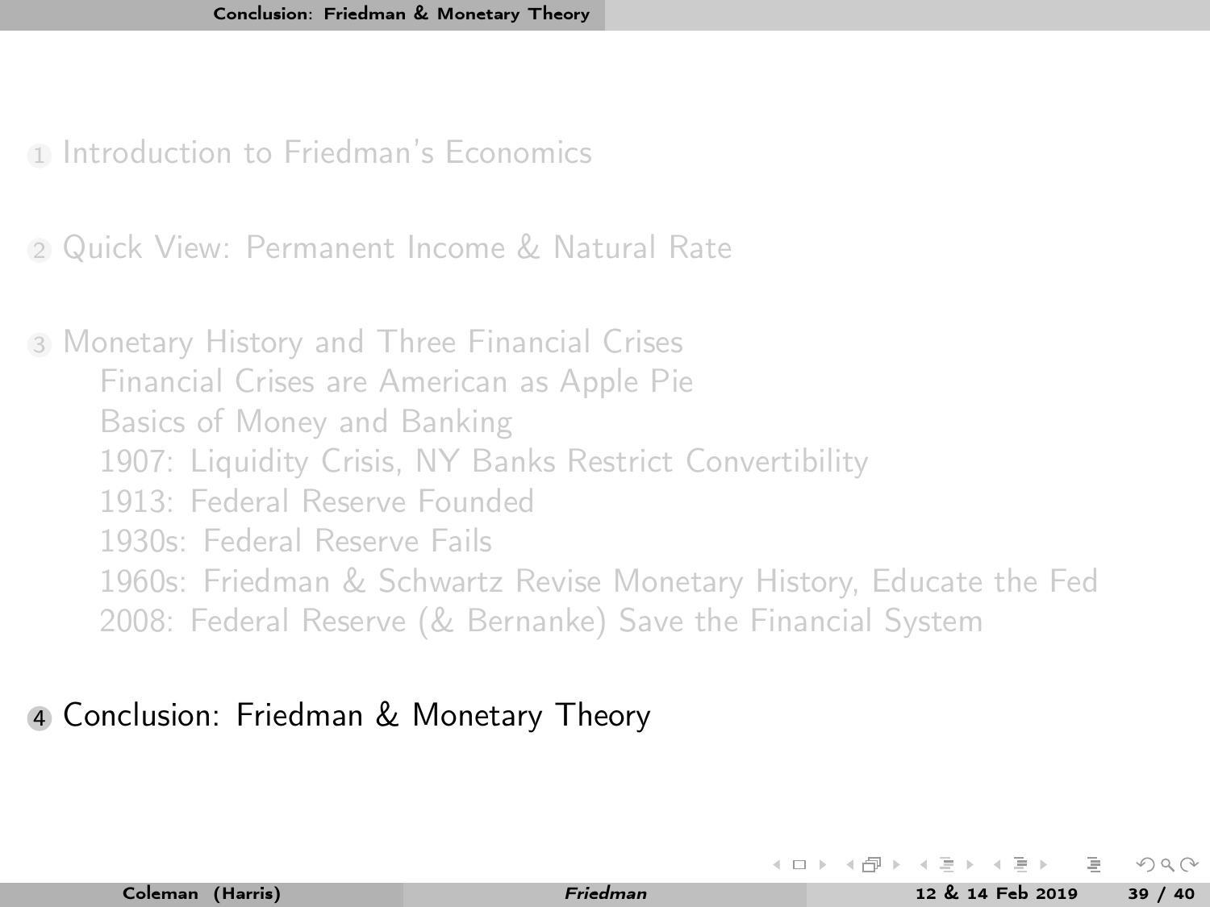1. Introduction to Friedman's Economics
2. Quick View: Permanent Income & Natural Rate
3. Monetary History and Three Financial Crises
   - Financial Crises are American as Apple Pie
   - Basics of Money and Banking
   - 1907: Liquidity Crisis, NY Banks Restrict Convertibility
   - 1913: Federal Reserve Founded
   - 1930s: Federal Reserve Fails
   - 1960s: Friedman & Schwartz Revise Monetary History, Educate the Fed
   - 2008: Federal Reserve (& Bernanke) Save the Financial System
4. **Conclusion: Friedman & Monetary Theory**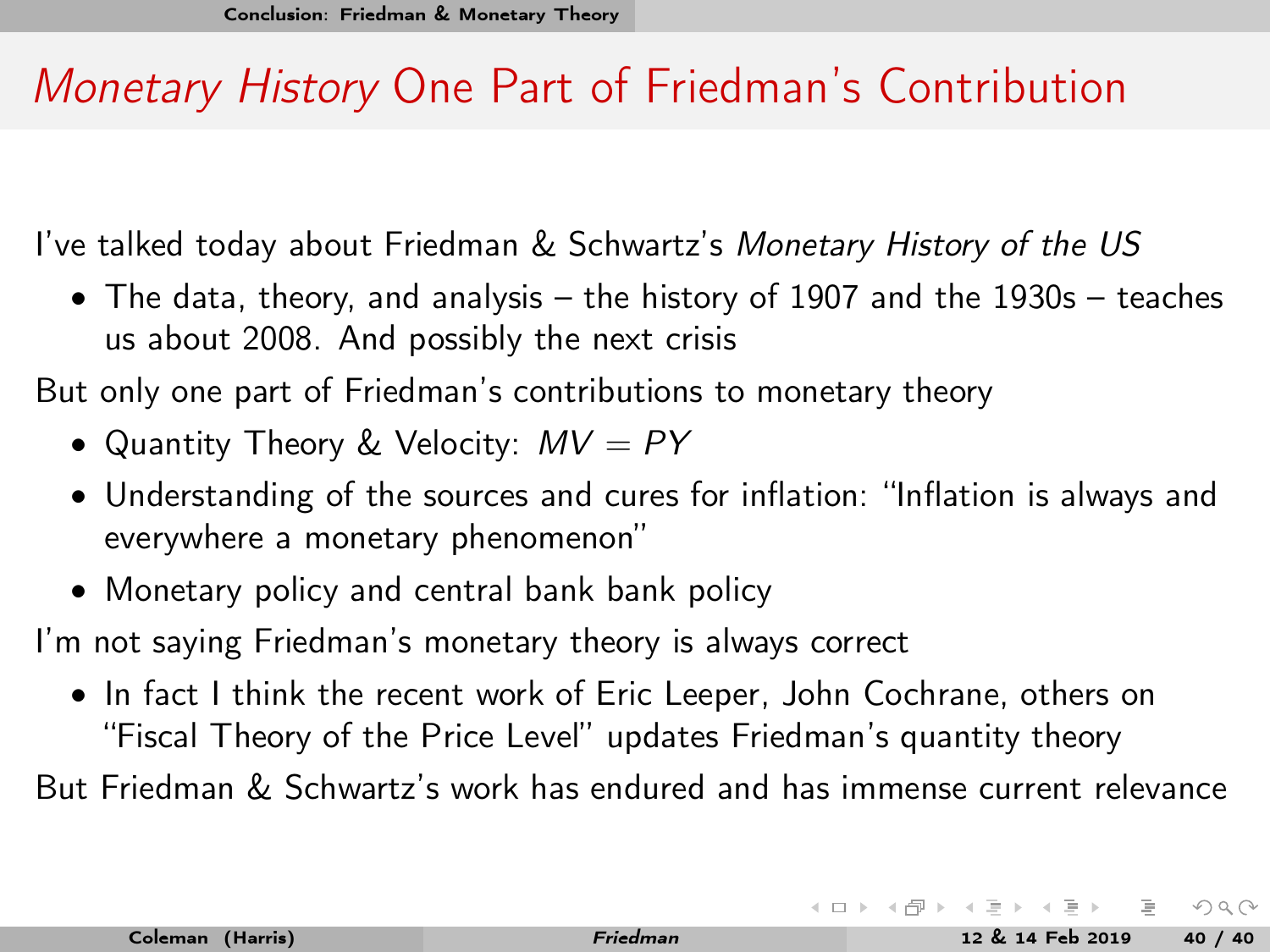# *Monetary History* One Part of Friedman's Contribution

I've talked today about Friedman & Schwartz's *Monetary History of the US*

- The data, theory, and analysis – the history of 1907 and the 1930s – teaches us about 2008. And possibly the next crisis

But only one part of Friedman's contributions to monetary theory

- Quantity Theory & Velocity: $MV = PY$
- Understanding of the sources and cures for inflation: "Inflation is always and everywhere a monetary phenomenon"
- Monetary policy and central bank bank policy

I'm not saying Friedman's monetary theory is always correct

- In fact I think the recent work of Eric Leeper, John Cochrane, others on "Fiscal Theory of the Price Level" updates Friedman's quantity theory

But Friedman & Schwartz's work has endured and has immense current relevance